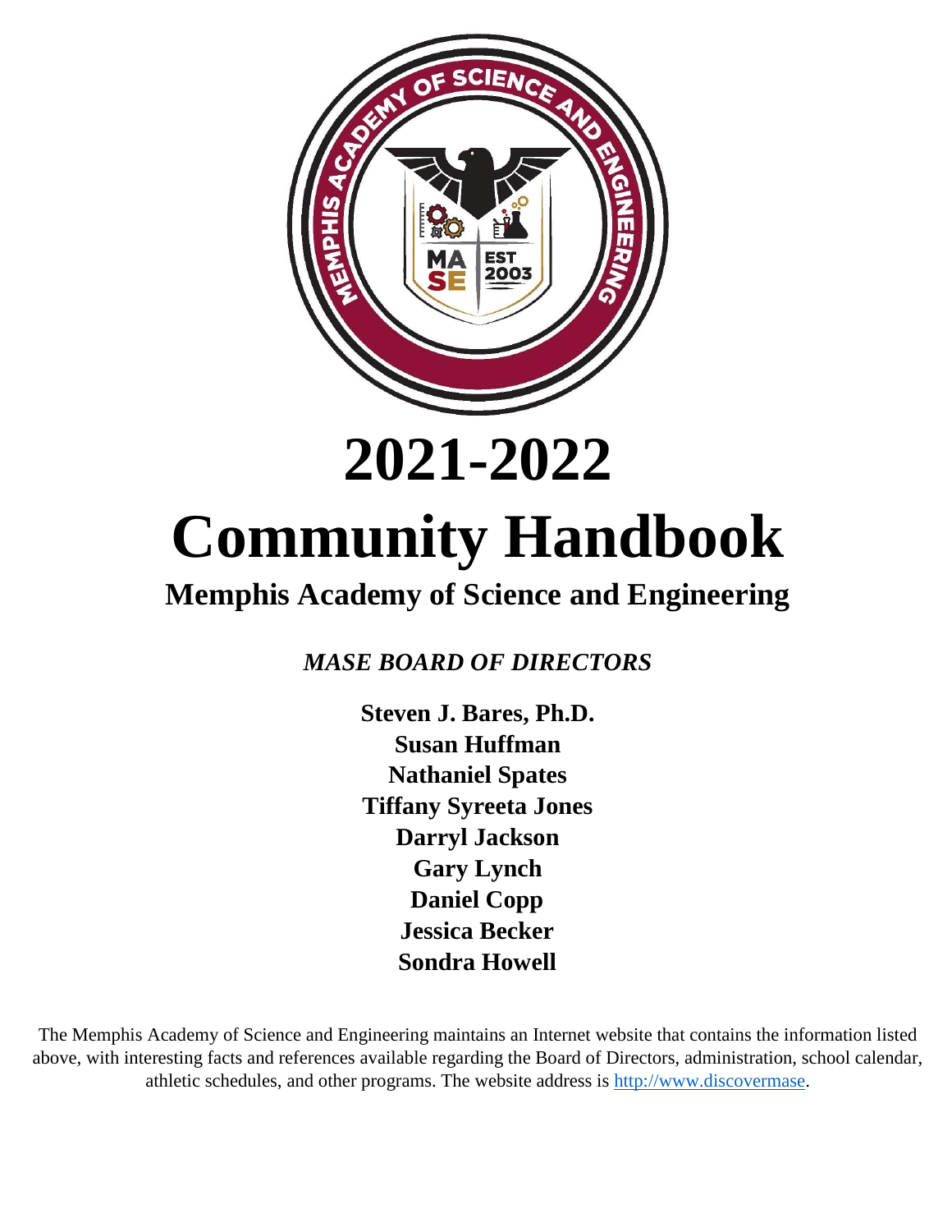# 2021-2022

# Community Handbook

## Memphis Academy of Science and Engineering

*MASE BOARD OF DIRECTORS*

**Steven J. Bares, Ph.D.**
**Susan Huffman**
**Nathaniel Spates**
**Tiffany Syreeta Jones**
**Darryl Jackson**
**Gary Lynch**
**Daniel Copp**
**Jessica Becker**
**Sondra Howell**

The Memphis Academy of Science and Engineering maintains an Internet website that contains the information listed above, with interesting facts and references available regarding the Board of Directors, administration, school calendar, athletic schedules, and other programs. The website address is [http://www.discovermase](http://www.discovermase).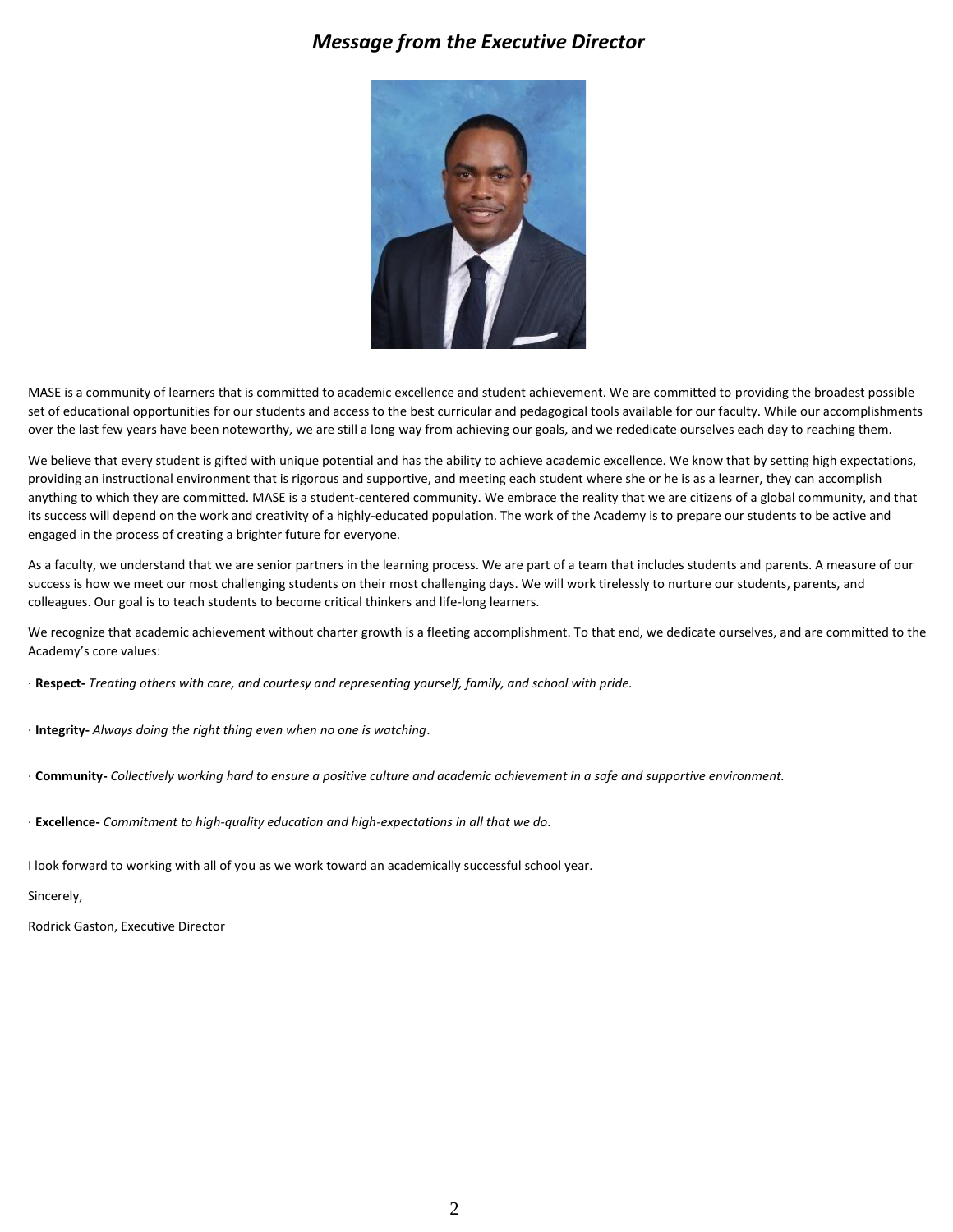## *Message from the Executive Director*

MASE is a community of learners that is committed to academic excellence and student achievement. We are committed to providing the broadest possible set of educational opportunities for our students and access to the best curricular and pedagogical tools available for our faculty. While our accomplishments over the last few years have been noteworthy, we are still a long way from achieving our goals, and we rededicate ourselves each day to reaching them.

We believe that every student is gifted with unique potential and has the ability to achieve academic excellence. We know that by setting high expectations, providing an instructional environment that is rigorous and supportive, and meeting each student where she or he is as a learner, they can accomplish anything to which they are committed. MASE is a student-centered community. We embrace the reality that we are citizens of a global community, and that its success will depend on the work and creativity of a highly-educated population. The work of the Academy is to prepare our students to be active and engaged in the process of creating a brighter future for everyone.

As a faculty, we understand that we are senior partners in the learning process. We are part of a team that includes students and parents. A measure of our success is how we meet our most challenging students on their most challenging days. We will work tirelessly to nurture our students, parents, and colleagues. Our goal is to teach students to become critical thinkers and life-long learners.

We recognize that academic achievement without charter growth is a fleeting accomplishment. To that end, we dedicate ourselves, and are committed to the Academy's core values:

· **Respect-** *Treating others with care, and courtesy and representing yourself, family, and school with pride.*

· **Integrity-** *Always doing the right thing even when no one is watching*.

· **Community-** *Collectively working hard to ensure a positive culture and academic achievement in a safe and supportive environment.*

· **Excellence-** *Commitment to high-quality education and high-expectations in all that we do*.

I look forward to working with all of you as we work toward an academically successful school year.

Sincerely,

Rodrick Gaston, Executive Director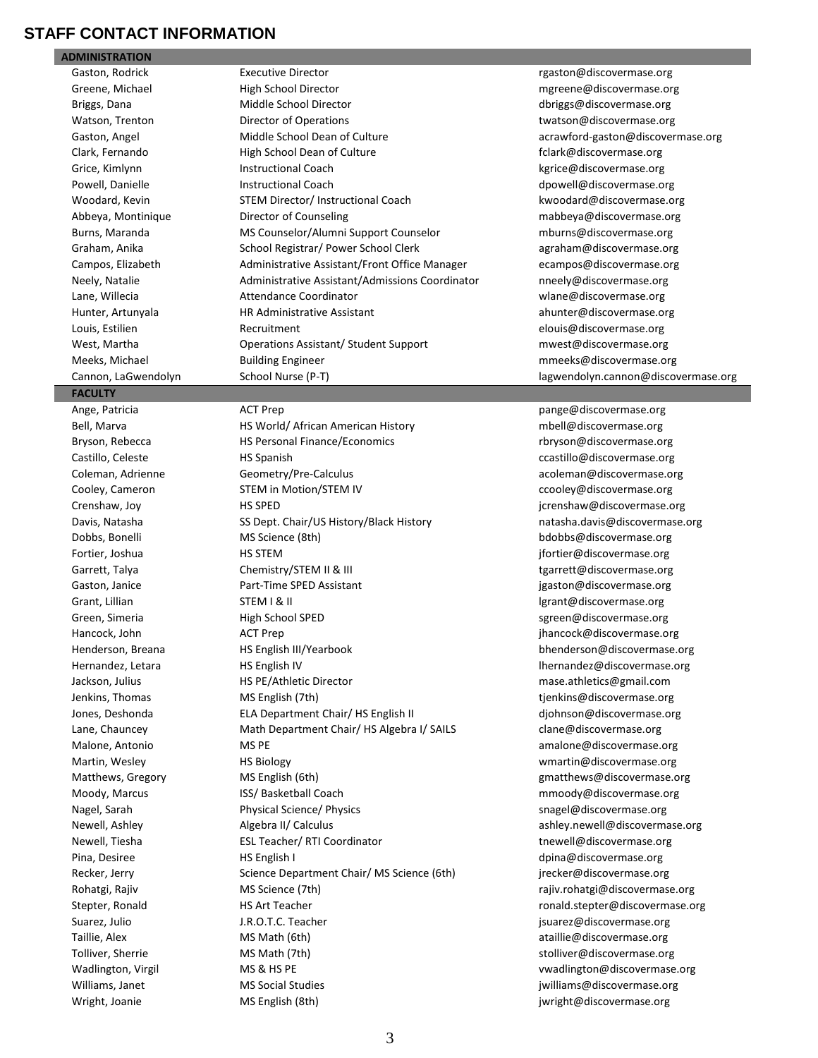## STAFF CONTACT INFORMATION

| ADMINISTRATION | | |
|---|---|---|
| Gaston, Rodrick | Executive Director | rgaston@discovermase.org |
| Greene, Michael | High School Director | mgreene@discovermase.org |
| Briggs, Dana | Middle School Director | dbriggs@discovermase.org |
| Watson, Trenton | Director of Operations | twatson@discovermase.org |
| Gaston, Angel | Middle School Dean of Culture | acrawford-gaston@discovermase.org |
| Clark, Fernando | High School Dean of Culture | fclark@discovermase.org |
| Grice, Kimlynn | Instructional Coach | kgrice@discovermase.org |
| Powell, Danielle | Instructional Coach | dpowell@discovermase.org |
| Woodard, Kevin | STEM Director/ Instructional Coach | kwoodard@discovermase.org |
| Abbeya, Montinique | Director of Counseling | mabbeya@discovermase.org |
| Burns, Maranda | MS Counselor/Alumni Support Counselor | mburns@discovermase.org |
| Graham, Anika | School Registrar/ Power School Clerk | agraham@discovermase.org |
| Campos, Elizabeth | Administrative Assistant/Front Office Manager | ecampos@discovermase.org |
| Neely, Natalie | Administrative Assistant/Admissions Coordinator | nneely@discovermase.org |
| Lane, Willecia | Attendance Coordinator | wlane@discovermase.org |
| Hunter, Artunyala | HR Administrative Assistant | ahunter@discovermase.org |
| Louis, Estilien | Recruitment | elouis@discovermase.org |
| West, Martha | Operations Assistant/ Student Support | mwest@discovermase.org |
| Meeks, Michael | Building Engineer | mmeeks@discovermase.org |
| Cannon, LaGwendolyn | School Nurse (P-T) | lagwendolyn.cannon@discovermase.org |
| **FACULTY** | | |
| Ange, Patricia | ACT Prep | pange@discovermase.org |
| Bell, Marva | HS World/ African American History | mbell@discovermase.org |
| Bryson, Rebecca | HS Personal Finance/Economics | rbryson@discovermase.org |
| Castillo, Celeste | HS Spanish | ccastillo@discovermase.org |
| Coleman, Adrienne | Geometry/Pre-Calculus | acoleman@discovermase.org |
| Cooley, Cameron | STEM in Motion/STEM IV | ccooley@discovermase.org |
| Crenshaw, Joy | HS SPED | jcrenshaw@discovermase.org |
| Davis, Natasha | SS Dept. Chair/US History/Black History | natasha.davis@discovermase.org |
| Dobbs, Bonelli | MS Science (8th) | bdobbs@discovermase.org |
| Fortier, Joshua | HS STEM | jfortier@discovermase.org |
| Garrett, Talya | Chemistry/STEM II & III | tgarrett@discovermase.org |
| Gaston, Janice | Part-Time SPED Assistant | jgaston@discovermase.org |
| Grant, Lillian | STEM I & II | lgrant@discovermase.org |
| Green, Simeria | High School SPED | sgreen@discovermase.org |
| Hancock, John | ACT Prep | jhancock@discovermase.org |
| Henderson, Breana | HS English III/Yearbook | bhenderson@discovermase.org |
| Hernandez, Letara | HS English IV | lhernandez@discovermase.org |
| Jackson, Julius | HS PE/Athletic Director | mase.athletics@gmail.com |
| Jenkins, Thomas | MS English (7th) | tjenkins@discovermase.org |
| Jones, Deshonda | ELA Department Chair/ HS English II | djohnson@discovermase.org |
| Lane, Chauncey | Math Department Chair/ HS Algebra I/ SAILS | clane@discovermase.org |
| Malone, Antonio | MS PE | amalone@discovermase.org |
| Martin, Wesley | HS Biology | wmartin@discovermase.org |
| Matthews, Gregory | MS English (6th) | gmatthews@discovermase.org |
| Moody, Marcus | ISS/ Basketball Coach | mmoody@discovermase.org |
| Nagel, Sarah | Physical Science/ Physics | snagel@discovermase.org |
| Newell, Ashley | Algebra II/ Calculus | ashley.newell@discovermase.org |
| Newell, Tiesha | ESL Teacher/ RTI Coordinator | tnewell@discovermase.org |
| Pina, Desiree | HS English I | dpina@discovermase.org |
| Recker, Jerry | Science Department Chair/ MS Science (6th) | jrecker@discovermase.org |
| Rohatgi, Rajiv | MS Science (7th) | rajiv.rohatgi@discovermase.org |
| Stepter, Ronald | HS Art Teacher | ronald.stepter@discovermase.org |
| Suarez, Julio | J.R.O.T.C. Teacher | jsuarez@discovermase.org |
| Taillie, Alex | MS Math (6th) | ataillie@discovermase.org |
| Tolliver, Sherrie | MS Math (7th) | stolliver@discovermase.org |
| Wadlington, Virgil | MS & HS PE | vwadlington@discovermase.org |
| Williams, Janet | MS Social Studies | jwilliams@discovermase.org |
| Wright, Joanie | MS English (8th) | jwright@discovermase.org |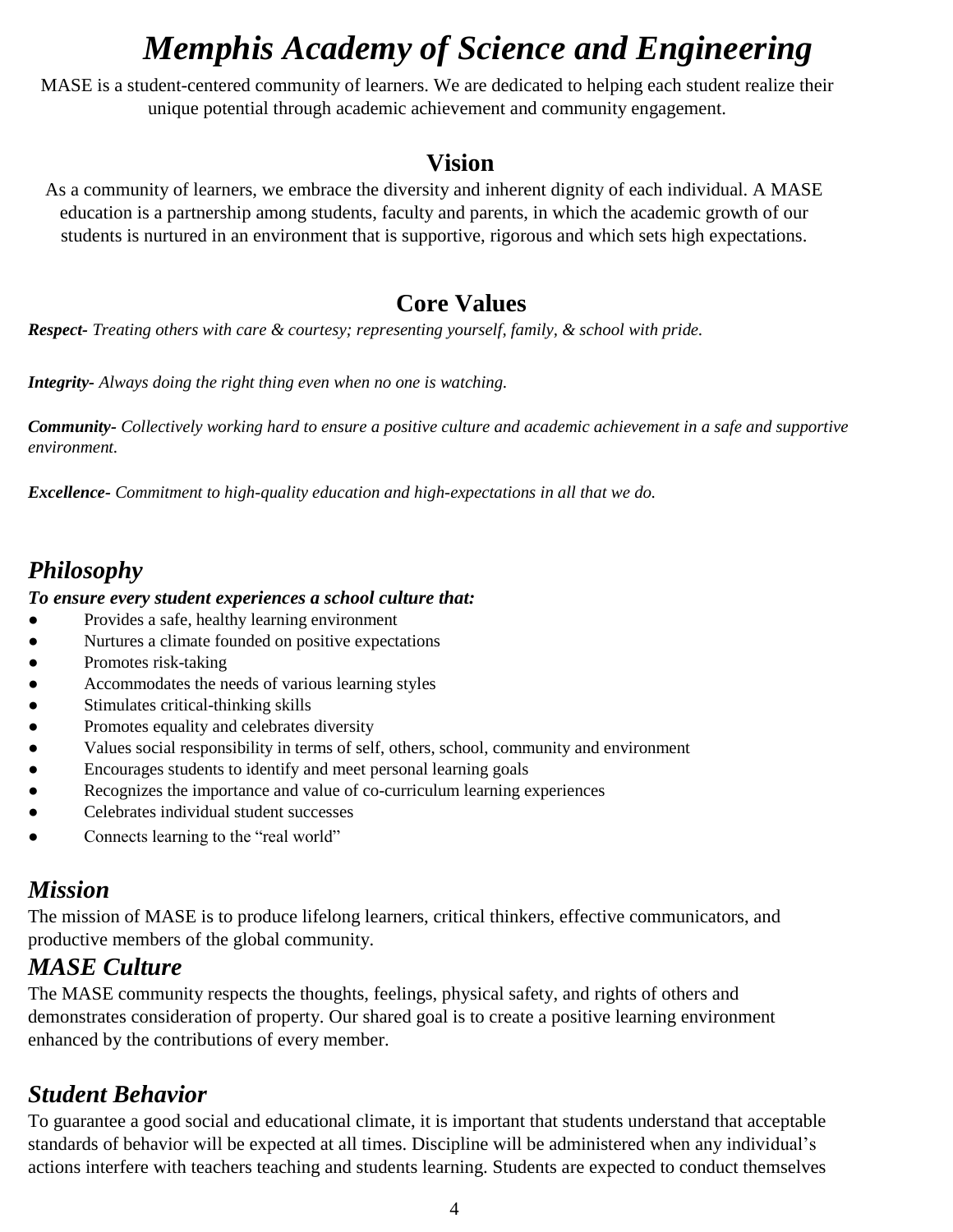# *Memphis Academy of Science and Engineering*

MASE is a student-centered community of learners. We are dedicated to helping each student realize their unique potential through academic achievement and community engagement.

## Vision

As a community of learners, we embrace the diversity and inherent dignity of each individual. A MASE education is a partnership among students, faculty and parents, in which the academic growth of our students is nurtured in an environment that is supportive, rigorous and which sets high expectations.

## Core Values

***Respect-*** *Treating others with care & courtesy; representing yourself, family, & school with pride.*

***Integrity-*** *Always doing the right thing even when no one is watching.*

***Community-*** *Collectively working hard to ensure a positive culture and academic achievement in a safe and supportive environment.*

***Excellence-*** *Commitment to high-quality education and high-expectations in all that we do.*

## *Philosophy*

***To ensure every student experiences a school culture that:***

- Provides a safe, healthy learning environment
- Nurtures a climate founded on positive expectations
- Promotes risk-taking
- Accommodates the needs of various learning styles
- Stimulates critical-thinking skills
- Promotes equality and celebrates diversity
- Values social responsibility in terms of self, others, school, community and environment
- Encourages students to identify and meet personal learning goals
- Recognizes the importance and value of co-curriculum learning experiences
- Celebrates individual student successes
- Connects learning to the "real world"

## *Mission*

The mission of MASE is to produce lifelong learners, critical thinkers, effective communicators, and productive members of the global community.

## *MASE Culture*

The MASE community respects the thoughts, feelings, physical safety, and rights of others and demonstrates consideration of property. Our shared goal is to create a positive learning environment enhanced by the contributions of every member.

## *Student Behavior*

To guarantee a good social and educational climate, it is important that students understand that acceptable standards of behavior will be expected at all times. Discipline will be administered when any individual's actions interfere with teachers teaching and students learning. Students are expected to conduct themselves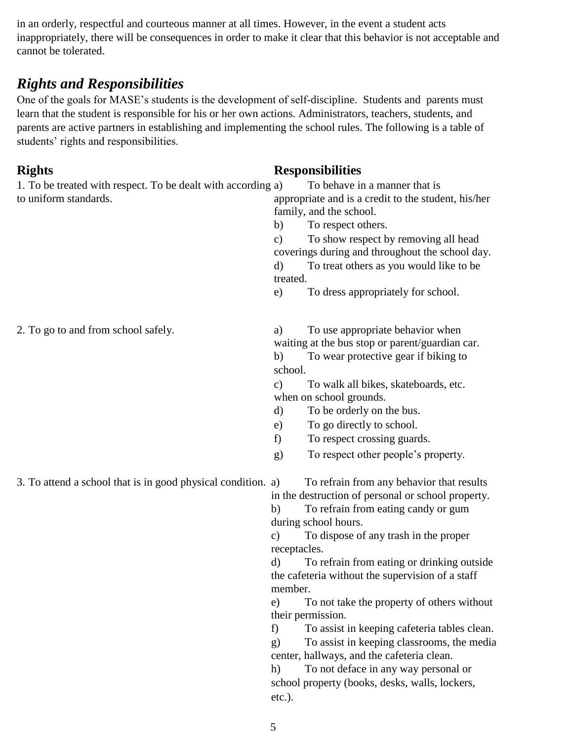in an orderly, respectful and courteous manner at all times. However, in the event a student acts inappropriately, there will be consequences in order to make it clear that this behavior is not acceptable and cannot be tolerated.

## *Rights and Responsibilities*

One of the goals for MASE's students is the development of self-discipline. Students and parents must learn that the student is responsible for his or her own actions. Administrators, teachers, students, and parents are active partners in establishing and implementing the school rules. The following is a table of students' rights and responsibilities.

| **Rights** | **Responsibilities** |
| --- | --- |
| 1. To be treated with respect. To be dealt with according to uniform standards. | a) To behave in a manner that is appropriate and is a credit to the student, his/her family, and the school.<br>b) To respect others.<br>c) To show respect by removing all head coverings during and throughout the school day.<br>d) To treat others as you would like to be treated.<br>e) To dress appropriately for school. |
| 2. To go to and from school safely. | a) To use appropriate behavior when waiting at the bus stop or parent/guardian car.<br>b) To wear protective gear if biking to school.<br>c) To walk all bikes, skateboards, etc. when on school grounds.<br>d) To be orderly on the bus.<br>e) To go directly to school.<br>f) To respect crossing guards.<br>g) To respect other people's property. |
| 3. To attend a school that is in good physical condition. | a) To refrain from any behavior that results in the destruction of personal or school property.<br>b) To refrain from eating candy or gum during school hours.<br>c) To dispose of any trash in the proper receptacles.<br>d) To refrain from eating or drinking outside the cafeteria without the supervision of a staff member.<br>e) To not take the property of others without their permission.<br>f) To assist in keeping cafeteria tables clean.<br>g) To assist in keeping classrooms, the media center, hallways, and the cafeteria clean.<br>h) To not deface in any way personal or school property (books, desks, walls, lockers, etc.). |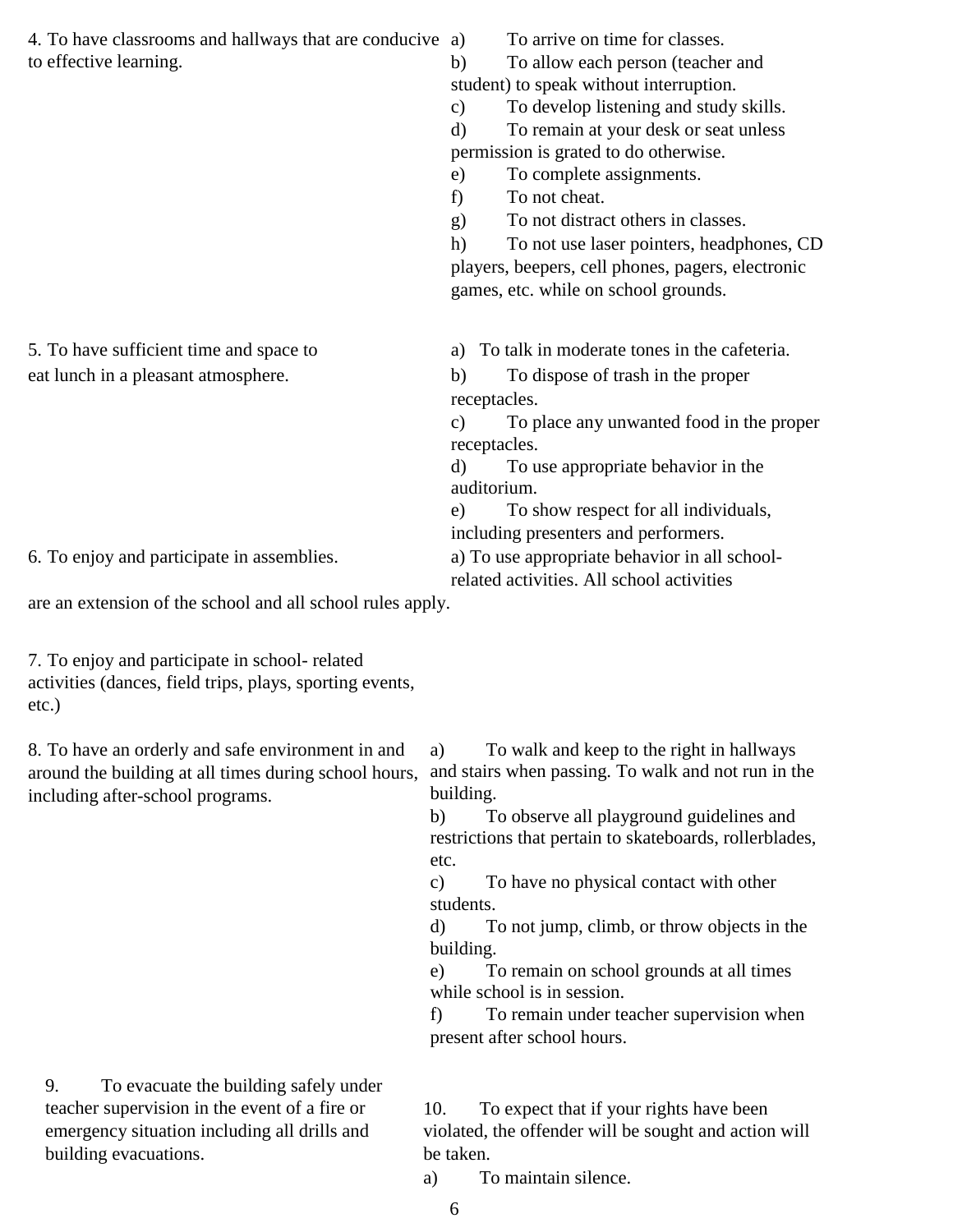| Rights | Responsibilities |
|---|---|
| 4. To have classrooms and hallways that are conducive to effective learning. | a) To arrive on time for classes.<br>b) To allow each person (teacher and student) to speak without interruption.<br>c) To develop listening and study skills.<br>d) To remain at your desk or seat unless permission is grated to do otherwise.<br>e) To complete assignments.<br>f) To not cheat.<br>g) To not distract others in classes.<br>h) To not use laser pointers, headphones, CD players, beepers, cell phones, pagers, electronic games, etc. while on school grounds. |
| 5. To have sufficient time and space to eat lunch in a pleasant atmosphere. | a) To talk in moderate tones in the cafeteria.<br>b) To dispose of trash in the proper receptacles.<br>c) To place any unwanted food in the proper receptacles.<br>d) To use appropriate behavior in the auditorium.<br>e) To show respect for all individuals, including presenters and performers. |
| 6. To enjoy and participate in assemblies. | a) To use appropriate behavior in all school-related activities. All school activities are an extension of the school and all school rules apply. |
| 7. To enjoy and participate in school- related activities (dances, field trips, plays, sporting events, etc.) | |
| 8. To have an orderly and safe environment in and around the building at all times during school hours, including after-school programs. | a) To walk and keep to the right in hallways and stairs when passing. To walk and not run in the building.<br>b) To observe all playground guidelines and restrictions that pertain to skateboards, rollerblades, etc.<br>c) To have no physical contact with other students.<br>d) To not jump, climb, or throw objects in the building.<br>e) To remain on school grounds at all times while school is in session.<br>f) To remain under teacher supervision when present after school hours. |
| 9. To evacuate the building safely under teacher supervision in the event of a fire or emergency situation including all drills and building evacuations. | a) To maintain silence. |
| 10. To expect that if your rights have been violated, the offender will be sought and action will be taken. | |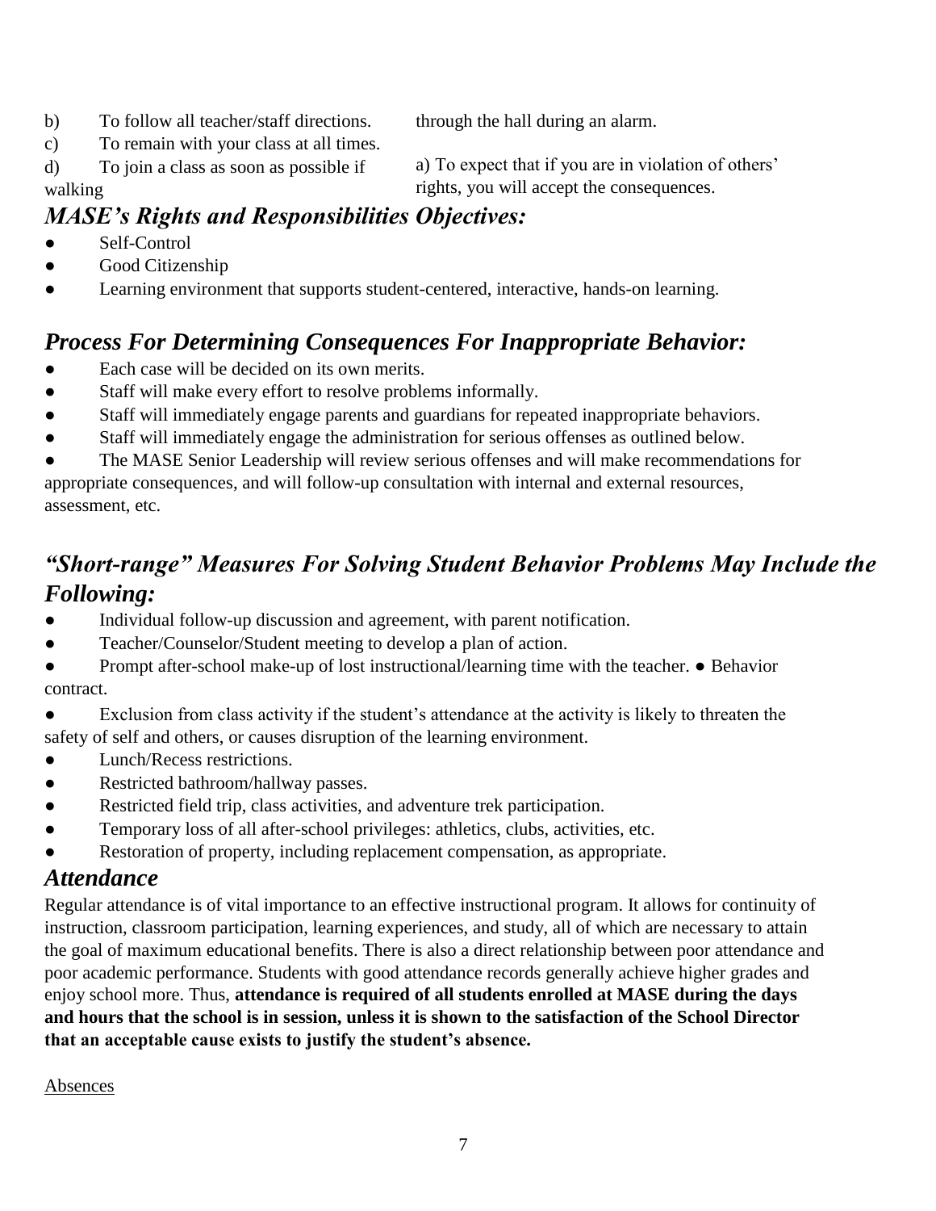b) To follow all teacher/staff directions.

c) To remain with your class at all times.

d) To join a class as soon as possible if walking through the hall during an alarm.

a) To expect that if you are in violation of others' rights, you will accept the consequences.

## *MASE's Rights and Responsibilities Objectives:*

- Self-Control
- Good Citizenship
- Learning environment that supports student-centered, interactive, hands-on learning.

## *Process For Determining Consequences For Inappropriate Behavior:*

- Each case will be decided on its own merits.
- Staff will make every effort to resolve problems informally.
- Staff will immediately engage parents and guardians for repeated inappropriate behaviors.
- Staff will immediately engage the administration for serious offenses as outlined below.
- The MASE Senior Leadership will review serious offenses and will make recommendations for appropriate consequences, and will follow-up consultation with internal and external resources, assessment, etc.

## *"Short-range" Measures For Solving Student Behavior Problems May Include the Following:*

- Individual follow-up discussion and agreement, with parent notification.
- Teacher/Counselor/Student meeting to develop a plan of action.
- Prompt after-school make-up of lost instructional/learning time with the teacher.
- Behavior contract.
- Exclusion from class activity if the student's attendance at the activity is likely to threaten the safety of self and others, or causes disruption of the learning environment.
- Lunch/Recess restrictions.
- Restricted bathroom/hallway passes.
- Restricted field trip, class activities, and adventure trek participation.
- Temporary loss of all after-school privileges: athletics, clubs, activities, etc.
- Restoration of property, including replacement compensation, as appropriate.

## *Attendance*

Regular attendance is of vital importance to an effective instructional program. It allows for continuity of instruction, classroom participation, learning experiences, and study, all of which are necessary to attain the goal of maximum educational benefits. There is also a direct relationship between poor attendance and poor academic performance. Students with good attendance records generally achieve higher grades and enjoy school more. Thus, **attendance is required of all students enrolled at MASE during the days and hours that the school is in session, unless it is shown to the satisfaction of the School Director that an acceptable cause exists to justify the student's absence.**

<u>Absences</u>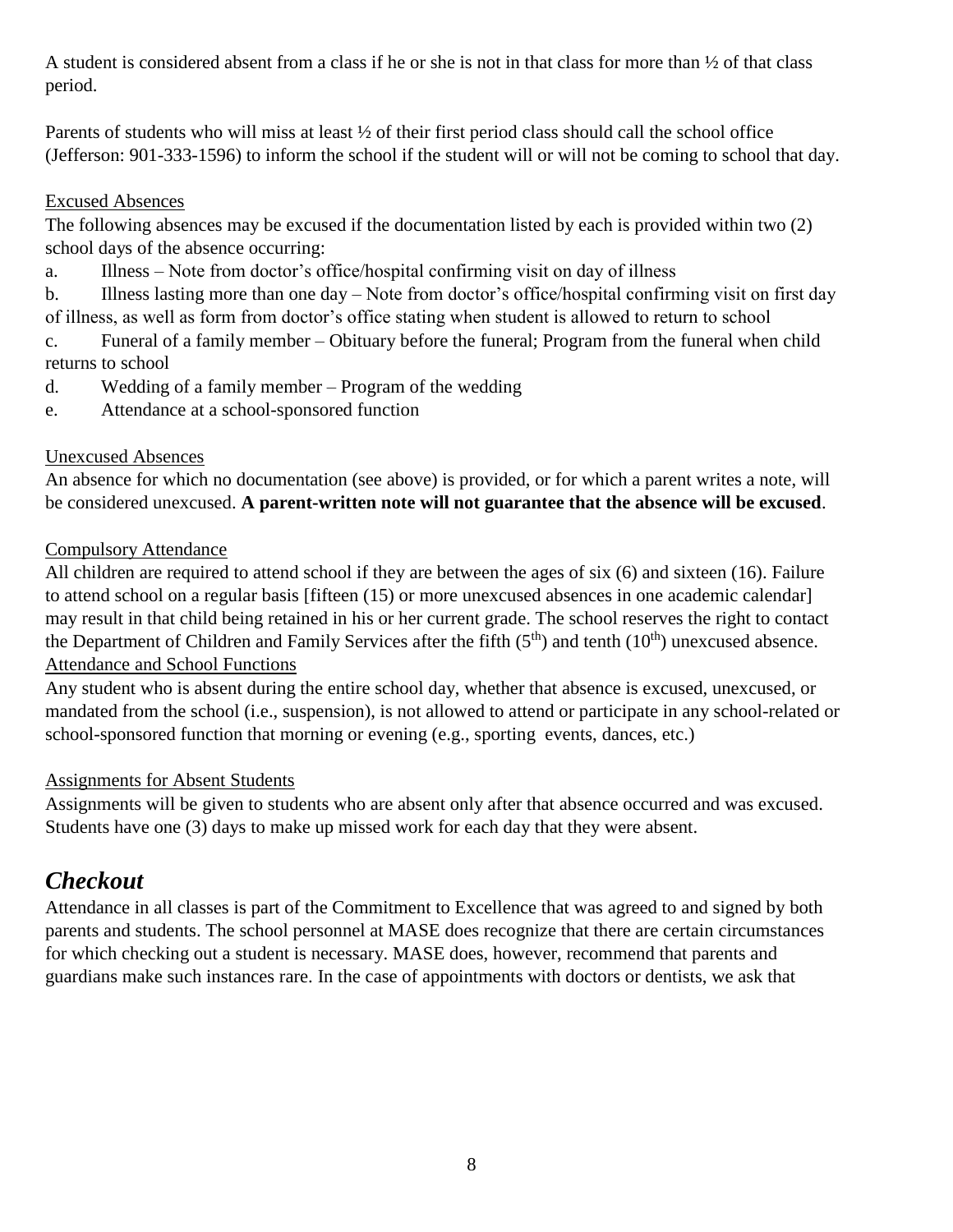A student is considered absent from a class if he or she is not in that class for more than ½ of that class period.

Parents of students who will miss at least ½ of their first period class should call the school office (Jefferson: 901-333-1596) to inform the school if the student will or will not be coming to school that day.

<u>Excused Absences</u>

The following absences may be excused if the documentation listed by each is provided within two (2) school days of the absence occurring:

a. Illness – Note from doctor's office/hospital confirming visit on day of illness
b. Illness lasting more than one day – Note from doctor's office/hospital confirming visit on first day of illness, as well as form from doctor's office stating when student is allowed to return to school
c. Funeral of a family member – Obituary before the funeral; Program from the funeral when child returns to school
d. Wedding of a family member – Program of the wedding
e. Attendance at a school-sponsored function

<u>Unexcused Absences</u>

An absence for which no documentation (see above) is provided, or for which a parent writes a note, will be considered unexcused. **A parent-written note will not guarantee that the absence will be excused**.

<u>Compulsory Attendance</u>

All children are required to attend school if they are between the ages of six (6) and sixteen (16). Failure to attend school on a regular basis [fifteen (15) or more unexcused absences in one academic calendar] may result in that child being retained in his or her current grade. The school reserves the right to contact the Department of Children and Family Services after the fifth (5th) and tenth (10th) unexcused absence.

<u>Attendance and School Functions</u>

Any student who is absent during the entire school day, whether that absence is excused, unexcused, or mandated from the school (i.e., suspension), is not allowed to attend or participate in any school-related or school-sponsored function that morning or evening (e.g., sporting events, dances, etc.)

<u>Assignments for Absent Students</u>

Assignments will be given to students who are absent only after that absence occurred and was excused. Students have one (3) days to make up missed work for each day that they were absent.

## *Checkout*

Attendance in all classes is part of the Commitment to Excellence that was agreed to and signed by both parents and students. The school personnel at MASE does recognize that there are certain circumstances for which checking out a student is necessary. MASE does, however, recommend that parents and guardians make such instances rare. In the case of appointments with doctors or dentists, we ask that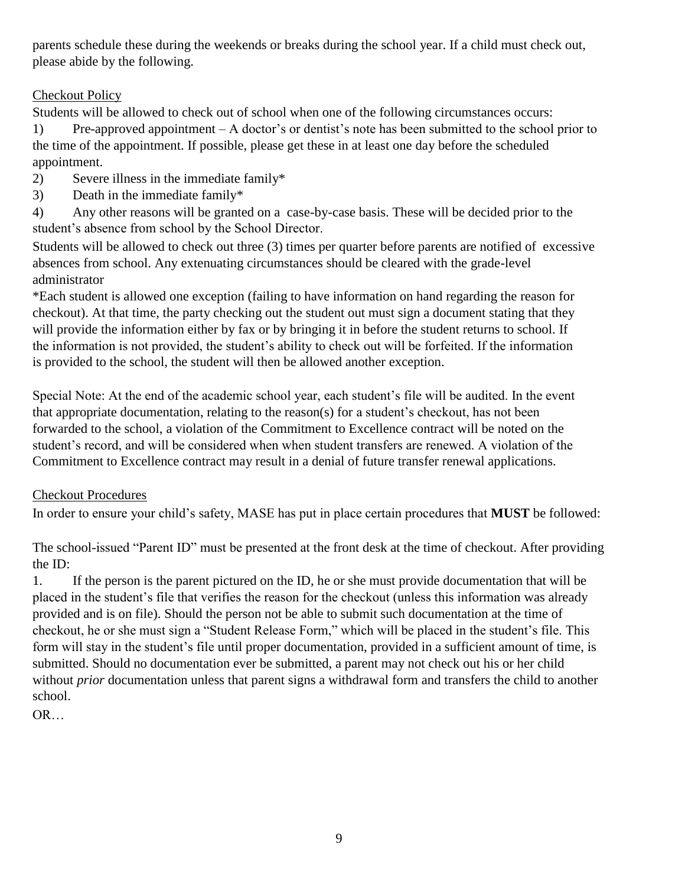parents schedule these during the weekends or breaks during the school year. If a child must check out, please abide by the following.

## Checkout Policy

Students will be allowed to check out of school when one of the following circumstances occurs:

1) Pre-approved appointment – A doctor's or dentist's note has been submitted to the school prior to the time of the appointment. If possible, please get these in at least one day before the scheduled appointment.
2) Severe illness in the immediate family*
3) Death in the immediate family*
4) Any other reasons will be granted on a case-by-case basis. These will be decided prior to the student's absence from school by the School Director.

Students will be allowed to check out three (3) times per quarter before parents are notified of excessive absences from school. Any extenuating circumstances should be cleared with the grade-level administrator

*Each student is allowed one exception (failing to have information on hand regarding the reason for checkout). At that time, the party checking out the student out must sign a document stating that they will provide the information either by fax or by bringing it in before the student returns to school. If the information is not provided, the student's ability to check out will be forfeited. If the information is provided to the school, the student will then be allowed another exception.

Special Note: At the end of the academic school year, each student's file will be audited. In the event that appropriate documentation, relating to the reason(s) for a student's checkout, has not been forwarded to the school, a violation of the Commitment to Excellence contract will be noted on the student's record, and will be considered when when student transfers are renewed. A violation of the Commitment to Excellence contract may result in a denial of future transfer renewal applications.

## Checkout Procedures

In order to ensure your child's safety, MASE has put in place certain procedures that **MUST** be followed:

The school-issued "Parent ID" must be presented at the front desk at the time of checkout. After providing the ID:

1. If the person is the parent pictured on the ID, he or she must provide documentation that will be placed in the student's file that verifies the reason for the checkout (unless this information was already provided and is on file). Should the person not be able to submit such documentation at the time of checkout, he or she must sign a "Student Release Form," which will be placed in the student's file. This form will stay in the student's file until proper documentation, provided in a sufficient amount of time, is submitted. Should no documentation ever be submitted, a parent may not check out his or her child without *prior* documentation unless that parent signs a withdrawal form and transfers the child to another school.

OR…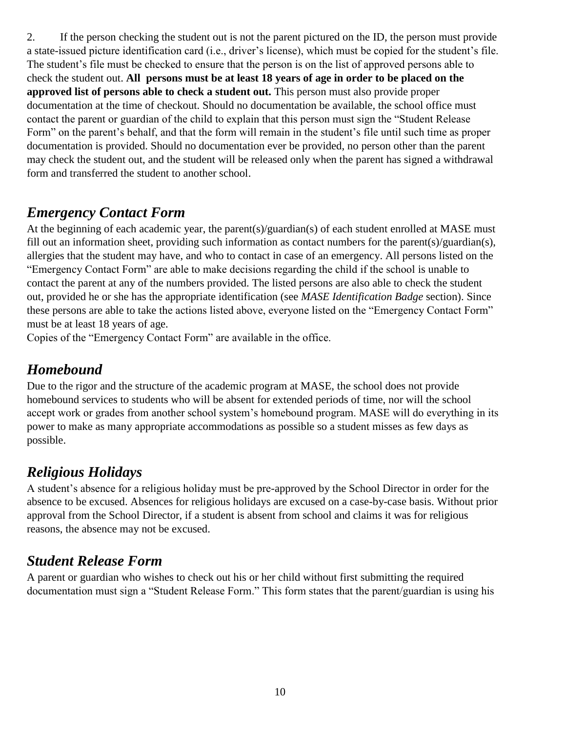2. If the person checking the student out is not the parent pictured on the ID, the person must provide a state-issued picture identification card (i.e., driver's license), which must be copied for the student's file. The student's file must be checked to ensure that the person is on the list of approved persons able to check the student out. **All persons must be at least 18 years of age in order to be placed on the approved list of persons able to check a student out.** This person must also provide proper documentation at the time of checkout. Should no documentation be available, the school office must contact the parent or guardian of the child to explain that this person must sign the "Student Release Form" on the parent's behalf, and that the form will remain in the student's file until such time as proper documentation is provided. Should no documentation ever be provided, no person other than the parent may check the student out, and the student will be released only when the parent has signed a withdrawal form and transferred the student to another school.

## *Emergency Contact Form*

At the beginning of each academic year, the parent(s)/guardian(s) of each student enrolled at MASE must fill out an information sheet, providing such information as contact numbers for the parent(s)/guardian(s), allergies that the student may have, and who to contact in case of an emergency. All persons listed on the "Emergency Contact Form" are able to make decisions regarding the child if the school is unable to contact the parent at any of the numbers provided. The listed persons are also able to check the student out, provided he or she has the appropriate identification (see *MASE Identification Badge* section). Since these persons are able to take the actions listed above, everyone listed on the "Emergency Contact Form" must be at least 18 years of age.

Copies of the "Emergency Contact Form" are available in the office.

## *Homebound*

Due to the rigor and the structure of the academic program at MASE, the school does not provide homebound services to students who will be absent for extended periods of time, nor will the school accept work or grades from another school system's homebound program. MASE will do everything in its power to make as many appropriate accommodations as possible so a student misses as few days as possible.

## *Religious Holidays*

A student's absence for a religious holiday must be pre-approved by the School Director in order for the absence to be excused. Absences for religious holidays are excused on a case-by-case basis. Without prior approval from the School Director, if a student is absent from school and claims it was for religious reasons, the absence may not be excused.

## *Student Release Form*

A parent or guardian who wishes to check out his or her child without first submitting the required documentation must sign a "Student Release Form." This form states that the parent/guardian is using his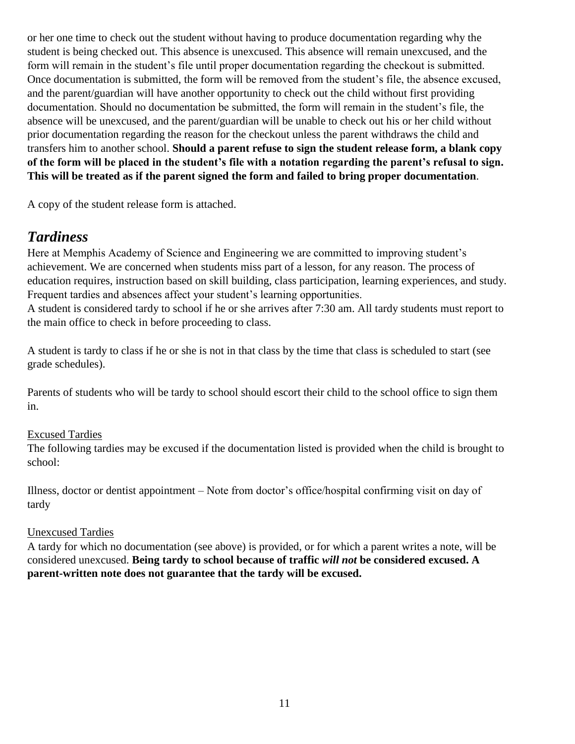or her one time to check out the student without having to produce documentation regarding why the student is being checked out. This absence is unexcused. This absence will remain unexcused, and the form will remain in the student's file until proper documentation regarding the checkout is submitted. Once documentation is submitted, the form will be removed from the student's file, the absence excused, and the parent/guardian will have another opportunity to check out the child without first providing documentation. Should no documentation be submitted, the form will remain in the student's file, the absence will be unexcused, and the parent/guardian will be unable to check out his or her child without prior documentation regarding the reason for the checkout unless the parent withdraws the child and transfers him to another school. **Should a parent refuse to sign the student release form, a blank copy of the form will be placed in the student's file with a notation regarding the parent's refusal to sign. This will be treated as if the parent signed the form and failed to bring proper documentation**.

A copy of the student release form is attached.

## *Tardiness*

Here at Memphis Academy of Science and Engineering we are committed to improving student's achievement. We are concerned when students miss part of a lesson, for any reason. The process of education requires, instruction based on skill building, class participation, learning experiences, and study. Frequent tardies and absences affect your student's learning opportunities.
A student is considered tardy to school if he or she arrives after 7:30 am. All tardy students must report to the main office to check in before proceeding to class.

A student is tardy to class if he or she is not in that class by the time that class is scheduled to start (see grade schedules).

Parents of students who will be tardy to school should escort their child to the school office to sign them in.

<u>Excused Tardies</u>

The following tardies may be excused if the documentation listed is provided when the child is brought to school:

Illness, doctor or dentist appointment – Note from doctor's office/hospital confirming visit on day of tardy

<u>Unexcused Tardies</u>

A tardy for which no documentation (see above) is provided, or for which a parent writes a note, will be considered unexcused. **Being tardy to school because of traffic *will not* be considered excused. A parent-written note does not guarantee that the tardy will be excused.**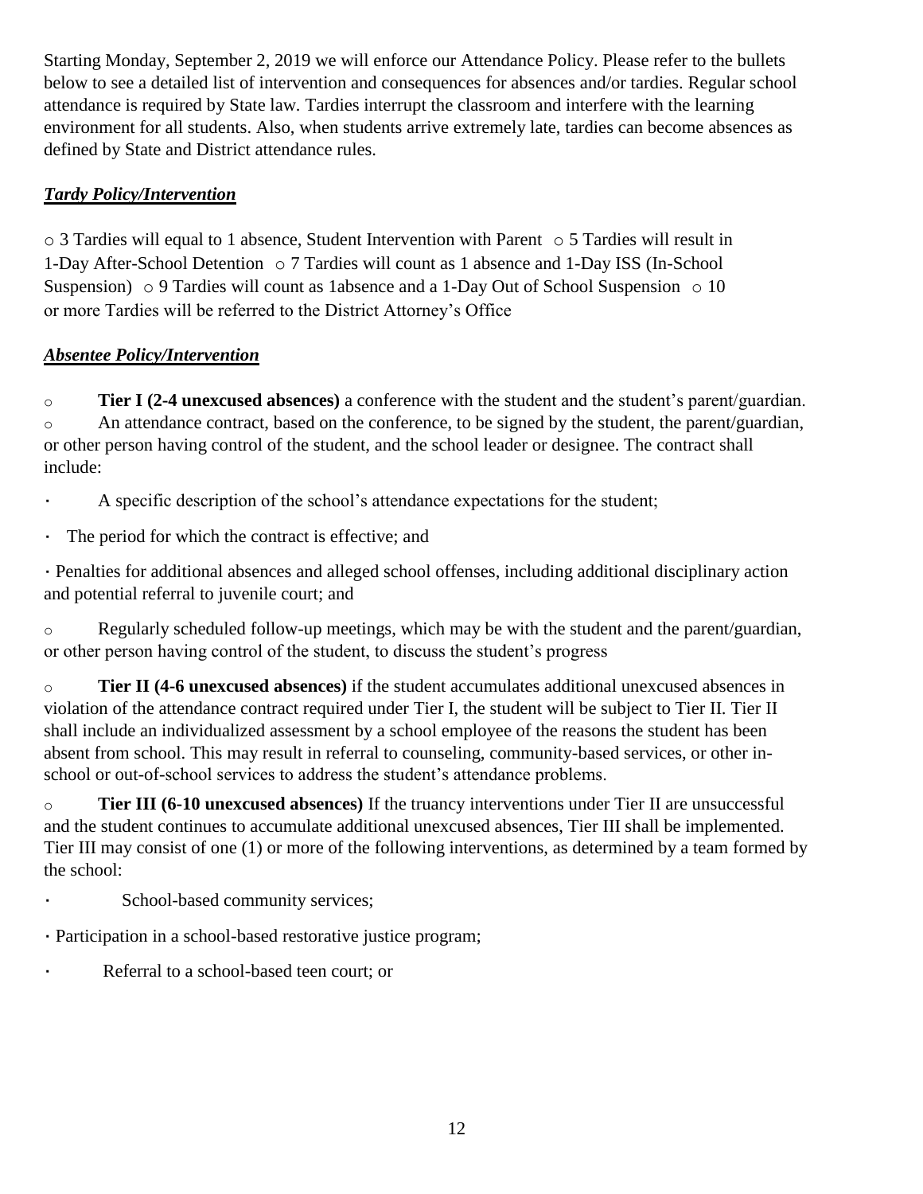Starting Monday, September 2, 2019 we will enforce our Attendance Policy. Please refer to the bullets below to see a detailed list of intervention and consequences for absences and/or tardies. Regular school attendance is required by State law. Tardies interrupt the classroom and interfere with the learning environment for all students. Also, when students arrive extremely late, tardies can become absences as defined by State and District attendance rules.

***Tardy Policy/Intervention***

- 3 Tardies will equal to 1 absence, Student Intervention with Parent
- 5 Tardies will result in 1-Day After-School Detention
- 7 Tardies will count as 1 absence and 1-Day ISS (In-School Suspension)
- 9 Tardies will count as 1absence and a 1-Day Out of School Suspension
- 10 or more Tardies will be referred to the District Attorney's Office

***Absentee Policy/Intervention***

- **Tier I (2-4 unexcused absences)** a conference with the student and the student's parent/guardian.
- An attendance contract, based on the conference, to be signed by the student, the parent/guardian, or other person having control of the student, and the school leader or designee. The contract shall include:
  - A specific description of the school's attendance expectations for the student;
  - The period for which the contract is effective; and
  - Penalties for additional absences and alleged school offenses, including additional disciplinary action and potential referral to juvenile court; and
- Regularly scheduled follow-up meetings, which may be with the student and the parent/guardian, or other person having control of the student, to discuss the student's progress
- **Tier II (4-6 unexcused absences)** if the student accumulates additional unexcused absences in violation of the attendance contract required under Tier I, the student will be subject to Tier II. Tier II shall include an individualized assessment by a school employee of the reasons the student has been absent from school. This may result in referral to counseling, community-based services, or other in-school or out-of-school services to address the student's attendance problems.
- **Tier III (6-10 unexcused absences)** If the truancy interventions under Tier II are unsuccessful and the student continues to accumulate additional unexcused absences, Tier III shall be implemented. Tier III may consist of one (1) or more of the following interventions, as determined by a team formed by the school:
  - School-based community services;
  - Participation in a school-based restorative justice program;
  - Referral to a school-based teen court; or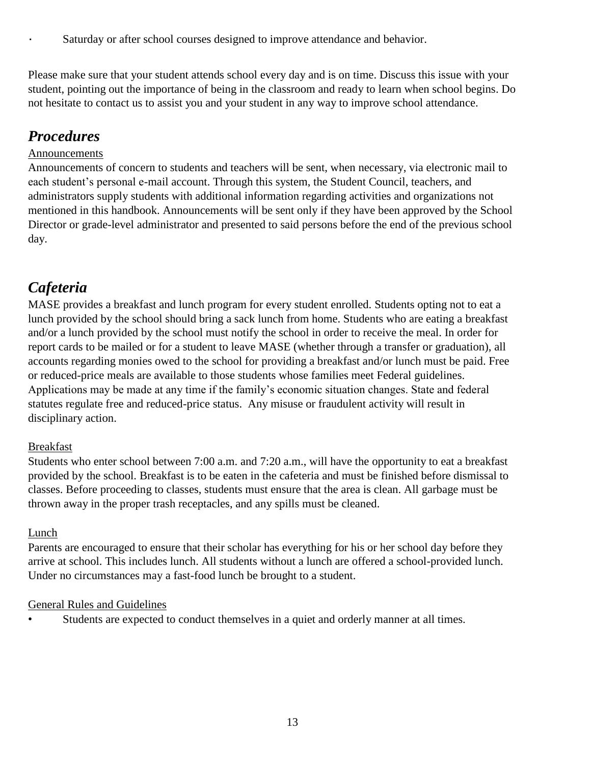- Saturday or after school courses designed to improve attendance and behavior.

Please make sure that your student attends school every day and is on time. Discuss this issue with your student, pointing out the importance of being in the classroom and ready to learn when school begins. Do not hesitate to contact us to assist you and your student in any way to improve school attendance.

## *Procedures*

Announcements

Announcements of concern to students and teachers will be sent, when necessary, via electronic mail to each student's personal e-mail account. Through this system, the Student Council, teachers, and administrators supply students with additional information regarding activities and organizations not mentioned in this handbook. Announcements will be sent only if they have been approved by the School Director or grade-level administrator and presented to said persons before the end of the previous school day.

## *Cafeteria*

MASE provides a breakfast and lunch program for every student enrolled. Students opting not to eat a lunch provided by the school should bring a sack lunch from home. Students who are eating a breakfast and/or a lunch provided by the school must notify the school in order to receive the meal. In order for report cards to be mailed or for a student to leave MASE (whether through a transfer or graduation), all accounts regarding monies owed to the school for providing a breakfast and/or lunch must be paid. Free or reduced-price meals are available to those students whose families meet Federal guidelines. Applications may be made at any time if the family's economic situation changes. State and federal statutes regulate free and reduced-price status. Any misuse or fraudulent activity will result in disciplinary action.

Breakfast

Students who enter school between 7:00 a.m. and 7:20 a.m., will have the opportunity to eat a breakfast provided by the school. Breakfast is to be eaten in the cafeteria and must be finished before dismissal to classes. Before proceeding to classes, students must ensure that the area is clean. All garbage must be thrown away in the proper trash receptacles, and any spills must be cleaned.

Lunch

Parents are encouraged to ensure that their scholar has everything for his or her school day before they arrive at school. This includes lunch. All students without a lunch are offered a school-provided lunch. Under no circumstances may a fast-food lunch be brought to a student.

General Rules and Guidelines

- Students are expected to conduct themselves in a quiet and orderly manner at all times.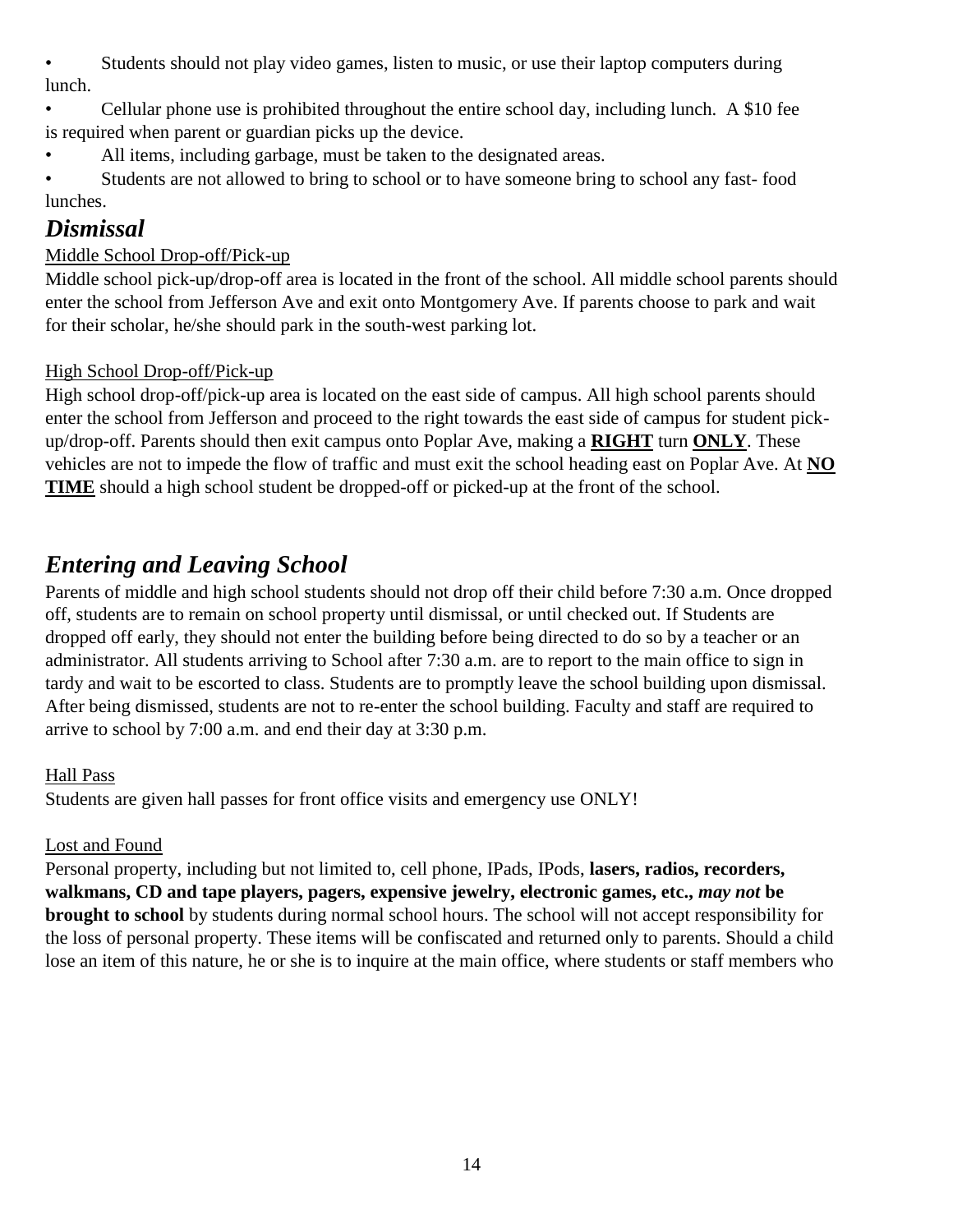- Students should not play video games, listen to music, or use their laptop computers during lunch.
- Cellular phone use is prohibited throughout the entire school day, including lunch. A $10 fee is required when parent or guardian picks up the device.
- All items, including garbage, must be taken to the designated areas.
- Students are not allowed to bring to school or to have someone bring to school any fast- food lunches.

## *Dismissal*

Middle School Drop-off/Pick-up

Middle school pick-up/drop-off area is located in the front of the school. All middle school parents should enter the school from Jefferson Ave and exit onto Montgomery Ave. If parents choose to park and wait for their scholar, he/she should park in the south-west parking lot.

High School Drop-off/Pick-up

High school drop-off/pick-up area is located on the east side of campus. All high school parents should enter the school from Jefferson and proceed to the right towards the east side of campus for student pick-up/drop-off. Parents should then exit campus onto Poplar Ave, making a **RIGHT** turn **ONLY**. These vehicles are not to impede the flow of traffic and must exit the school heading east on Poplar Ave. At **NO TIME** should a high school student be dropped-off or picked-up at the front of the school.

## *Entering and Leaving School*

Parents of middle and high school students should not drop off their child before 7:30 a.m. Once dropped off, students are to remain on school property until dismissal, or until checked out. If Students are dropped off early, they should not enter the building before being directed to do so by a teacher or an administrator. All students arriving to School after 7:30 a.m. are to report to the main office to sign in tardy and wait to be escorted to class. Students are to promptly leave the school building upon dismissal. After being dismissed, students are not to re-enter the school building. Faculty and staff are required to arrive to school by 7:00 a.m. and end their day at 3:30 p.m.

Hall Pass

Students are given hall passes for front office visits and emergency use ONLY!

Lost and Found

Personal property, including but not limited to, cell phone, IPads, IPods, **lasers, radios, recorders, walkmans, CD and tape players, pagers, expensive jewelry, electronic games, etc.,** ***may not*** **be brought to school** by students during normal school hours. The school will not accept responsibility for the loss of personal property. These items will be confiscated and returned only to parents. Should a child lose an item of this nature, he or she is to inquire at the main office, where students or staff members who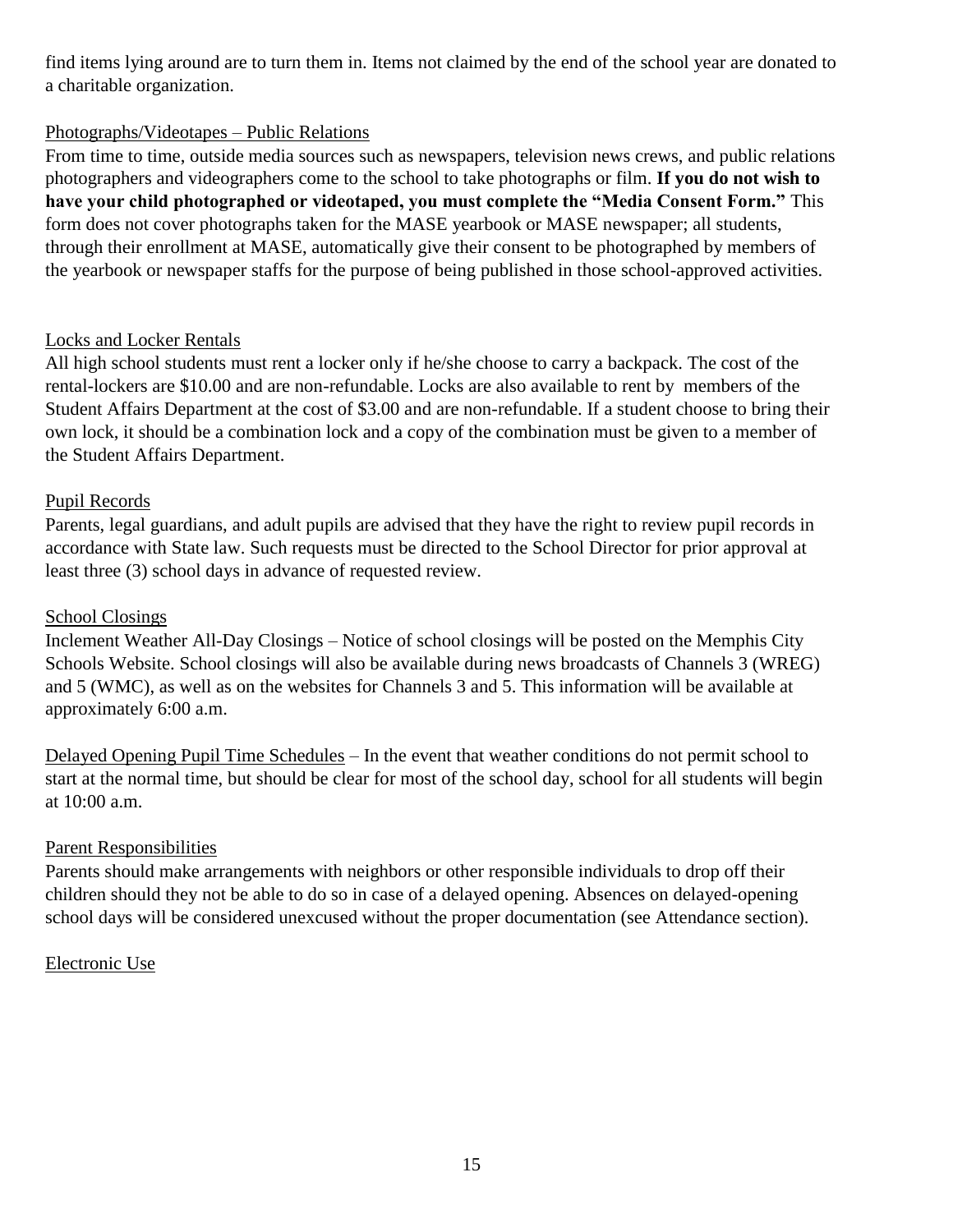find items lying around are to turn them in. Items not claimed by the end of the school year are donated to a charitable organization.

## Photographs/Videotapes – Public Relations

From time to time, outside media sources such as newspapers, television news crews, and public relations photographers and videographers come to the school to take photographs or film. **If you do not wish to have your child photographed or videotaped, you must complete the "Media Consent Form."** This form does not cover photographs taken for the MASE yearbook or MASE newspaper; all students, through their enrollment at MASE, automatically give their consent to be photographed by members of the yearbook or newspaper staffs for the purpose of being published in those school-approved activities.

## Locks and Locker Rentals

All high school students must rent a locker only if he/she choose to carry a backpack. The cost of the rental-lockers are $10.00 and are non-refundable. Locks are also available to rent by members of the Student Affairs Department at the cost of $3.00 and are non-refundable. If a student choose to bring their own lock, it should be a combination lock and a copy of the combination must be given to a member of the Student Affairs Department.

## Pupil Records

Parents, legal guardians, and adult pupils are advised that they have the right to review pupil records in accordance with State law. Such requests must be directed to the School Director for prior approval at least three (3) school days in advance of requested review.

## School Closings

Inclement Weather All-Day Closings – Notice of school closings will be posted on the Memphis City Schools Website. School closings will also be available during news broadcasts of Channels 3 (WREG) and 5 (WMC), as well as on the websites for Channels 3 and 5. This information will be available at approximately 6:00 a.m.

Delayed Opening Pupil Time Schedules – In the event that weather conditions do not permit school to start at the normal time, but should be clear for most of the school day, school for all students will begin at 10:00 a.m.

## Parent Responsibilities

Parents should make arrangements with neighbors or other responsible individuals to drop off their children should they not be able to do so in case of a delayed opening. Absences on delayed-opening school days will be considered unexcused without the proper documentation (see Attendance section).

## Electronic Use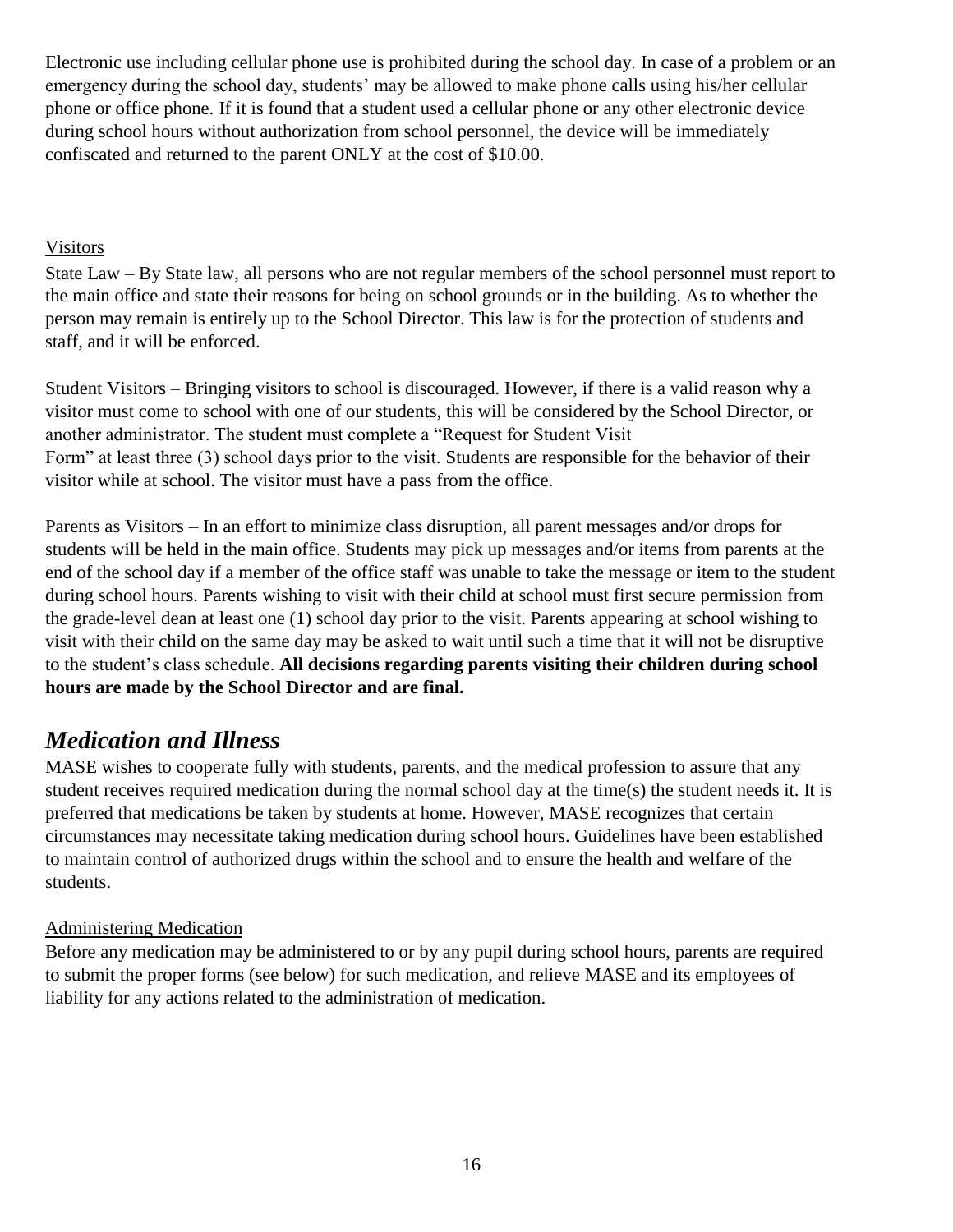Electronic use including cellular phone use is prohibited during the school day. In case of a problem or an emergency during the school day, students' may be allowed to make phone calls using his/her cellular phone or office phone. If it is found that a student used a cellular phone or any other electronic device during school hours without authorization from school personnel, the device will be immediately confiscated and returned to the parent ONLY at the cost of $10.00.

Visitors

State Law – By State law, all persons who are not regular members of the school personnel must report to the main office and state their reasons for being on school grounds or in the building. As to whether the person may remain is entirely up to the School Director. This law is for the protection of students and staff, and it will be enforced.

Student Visitors – Bringing visitors to school is discouraged. However, if there is a valid reason why a visitor must come to school with one of our students, this will be considered by the School Director, or another administrator. The student must complete a "Request for Student Visit Form" at least three (3) school days prior to the visit. Students are responsible for the behavior of their visitor while at school. The visitor must have a pass from the office.

Parents as Visitors – In an effort to minimize class disruption, all parent messages and/or drops for students will be held in the main office. Students may pick up messages and/or items from parents at the end of the school day if a member of the office staff was unable to take the message or item to the student during school hours. Parents wishing to visit with their child at school must first secure permission from the grade-level dean at least one (1) school day prior to the visit. Parents appearing at school wishing to visit with their child on the same day may be asked to wait until such a time that it will not be disruptive to the student's class schedule. **All decisions regarding parents visiting their children during school hours are made by the School Director and are final.**

## *Medication and Illness*

MASE wishes to cooperate fully with students, parents, and the medical profession to assure that any student receives required medication during the normal school day at the time(s) the student needs it. It is preferred that medications be taken by students at home. However, MASE recognizes that certain circumstances may necessitate taking medication during school hours. Guidelines have been established to maintain control of authorized drugs within the school and to ensure the health and welfare of the students.

Administering Medication

Before any medication may be administered to or by any pupil during school hours, parents are required to submit the proper forms (see below) for such medication, and relieve MASE and its employees of liability for any actions related to the administration of medication.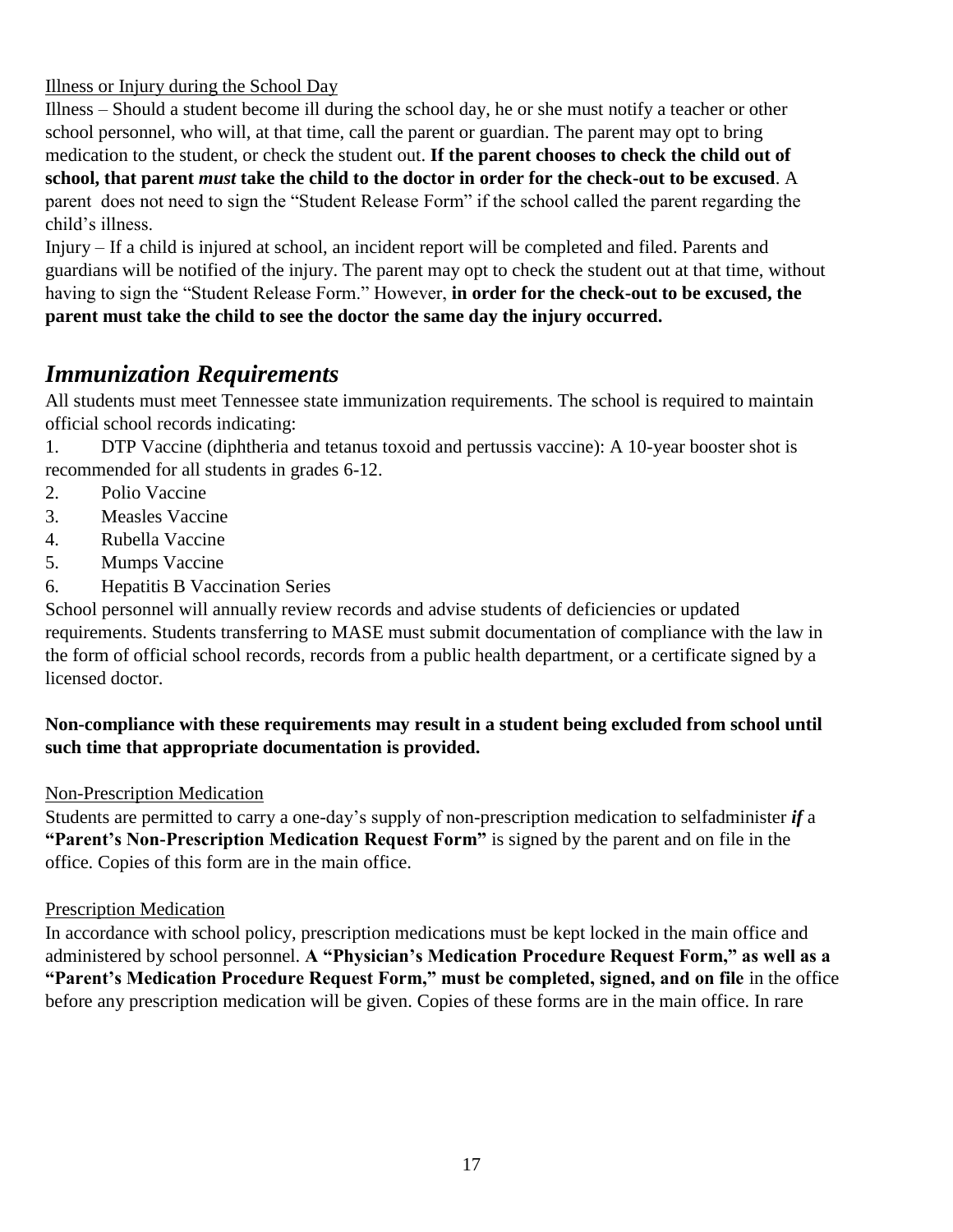Illness or Injury during the School Day

Illness – Should a student become ill during the school day, he or she must notify a teacher or other school personnel, who will, at that time, call the parent or guardian. The parent may opt to bring medication to the student, or check the student out. **If the parent chooses to check the child out of school, that parent *must* take the child to the doctor in order for the check-out to be excused**. A parent does not need to sign the "Student Release Form" if the school called the parent regarding the child's illness.

Injury – If a child is injured at school, an incident report will be completed and filed. Parents and guardians will be notified of the injury. The parent may opt to check the student out at that time, without having to sign the "Student Release Form." However, **in order for the check-out to be excused, the parent must take the child to see the doctor the same day the injury occurred.**

## *Immunization Requirements*

All students must meet Tennessee state immunization requirements. The school is required to maintain official school records indicating:

1. DTP Vaccine (diphtheria and tetanus toxoid and pertussis vaccine): A 10-year booster shot is recommended for all students in grades 6-12.
2. Polio Vaccine
3. Measles Vaccine
4. Rubella Vaccine
5. Mumps Vaccine
6. Hepatitis B Vaccination Series

School personnel will annually review records and advise students of deficiencies or updated requirements. Students transferring to MASE must submit documentation of compliance with the law in the form of official school records, records from a public health department, or a certificate signed by a licensed doctor.

**Non-compliance with these requirements may result in a student being excluded from school until such time that appropriate documentation is provided.**

Non-Prescription Medication

Students are permitted to carry a one-day's supply of non-prescription medication to selfadminister ***if*** a **"Parent's Non-Prescription Medication Request Form"** is signed by the parent and on file in the office. Copies of this form are in the main office.

Prescription Medication

In accordance with school policy, prescription medications must be kept locked in the main office and administered by school personnel. **A "Physician's Medication Procedure Request Form," as well as a "Parent's Medication Procedure Request Form," must be completed, signed, and on file** in the office before any prescription medication will be given. Copies of these forms are in the main office. In rare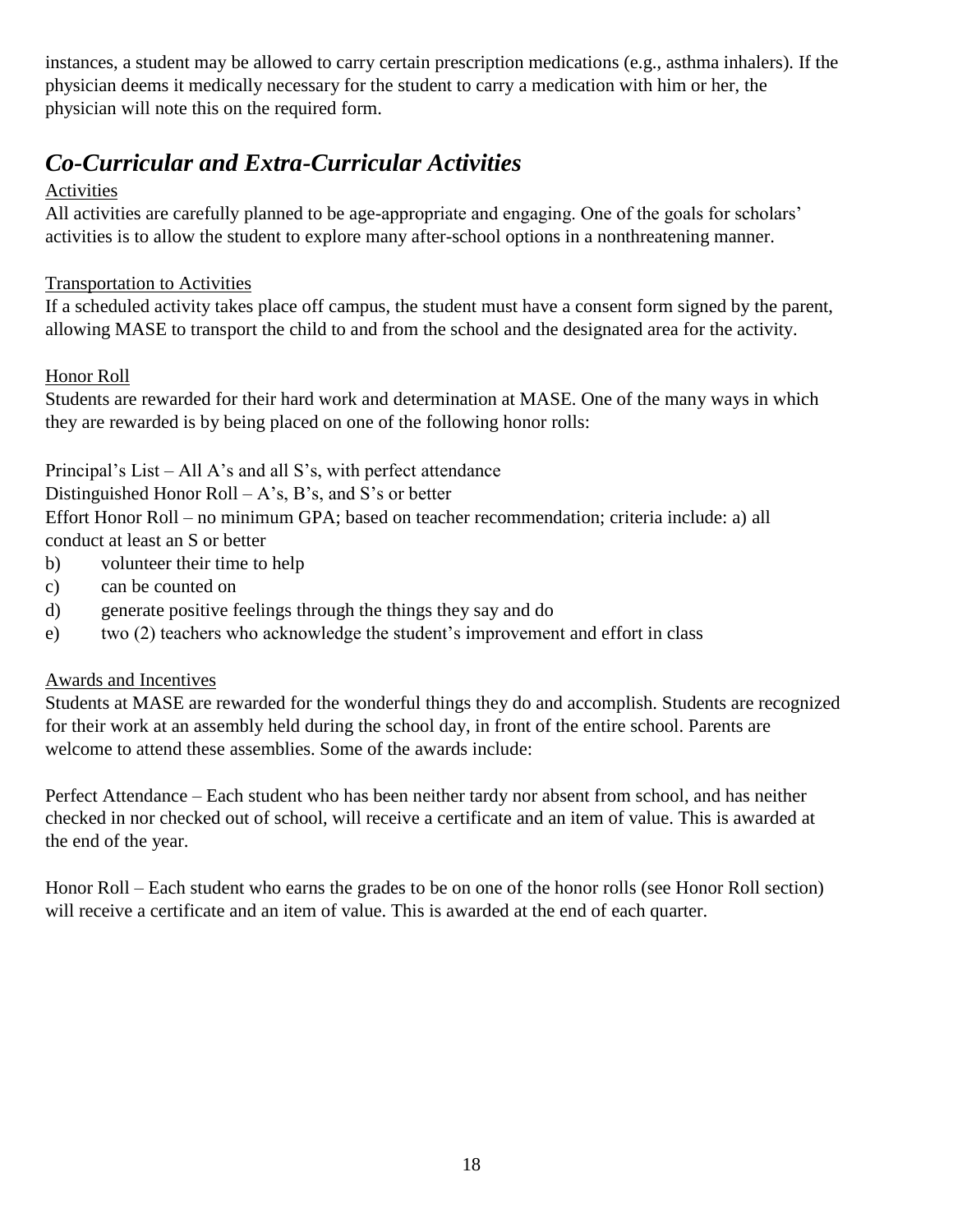instances, a student may be allowed to carry certain prescription medications (e.g., asthma inhalers). If the physician deems it medically necessary for the student to carry a medication with him or her, the physician will note this on the required form.

## *Co-Curricular and Extra-Curricular Activities*

Activities

All activities are carefully planned to be age-appropriate and engaging. One of the goals for scholars' activities is to allow the student to explore many after-school options in a nonthreatening manner.

Transportation to Activities

If a scheduled activity takes place off campus, the student must have a consent form signed by the parent, allowing MASE to transport the child to and from the school and the designated area for the activity.

Honor Roll

Students are rewarded for their hard work and determination at MASE. One of the many ways in which they are rewarded is by being placed on one of the following honor rolls:

Principal's List – All A's and all S's, with perfect attendance
Distinguished Honor Roll – A's, B's, and S's or better
Effort Honor Roll – no minimum GPA; based on teacher recommendation; criteria include: a) all conduct at least an S or better

b) volunteer their time to help
c) can be counted on
d) generate positive feelings through the things they say and do
e) two (2) teachers who acknowledge the student's improvement and effort in class

Awards and Incentives

Students at MASE are rewarded for the wonderful things they do and accomplish. Students are recognized for their work at an assembly held during the school day, in front of the entire school. Parents are welcome to attend these assemblies. Some of the awards include:

Perfect Attendance – Each student who has been neither tardy nor absent from school, and has neither checked in nor checked out of school, will receive a certificate and an item of value. This is awarded at the end of the year.

Honor Roll – Each student who earns the grades to be on one of the honor rolls (see Honor Roll section) will receive a certificate and an item of value. This is awarded at the end of each quarter.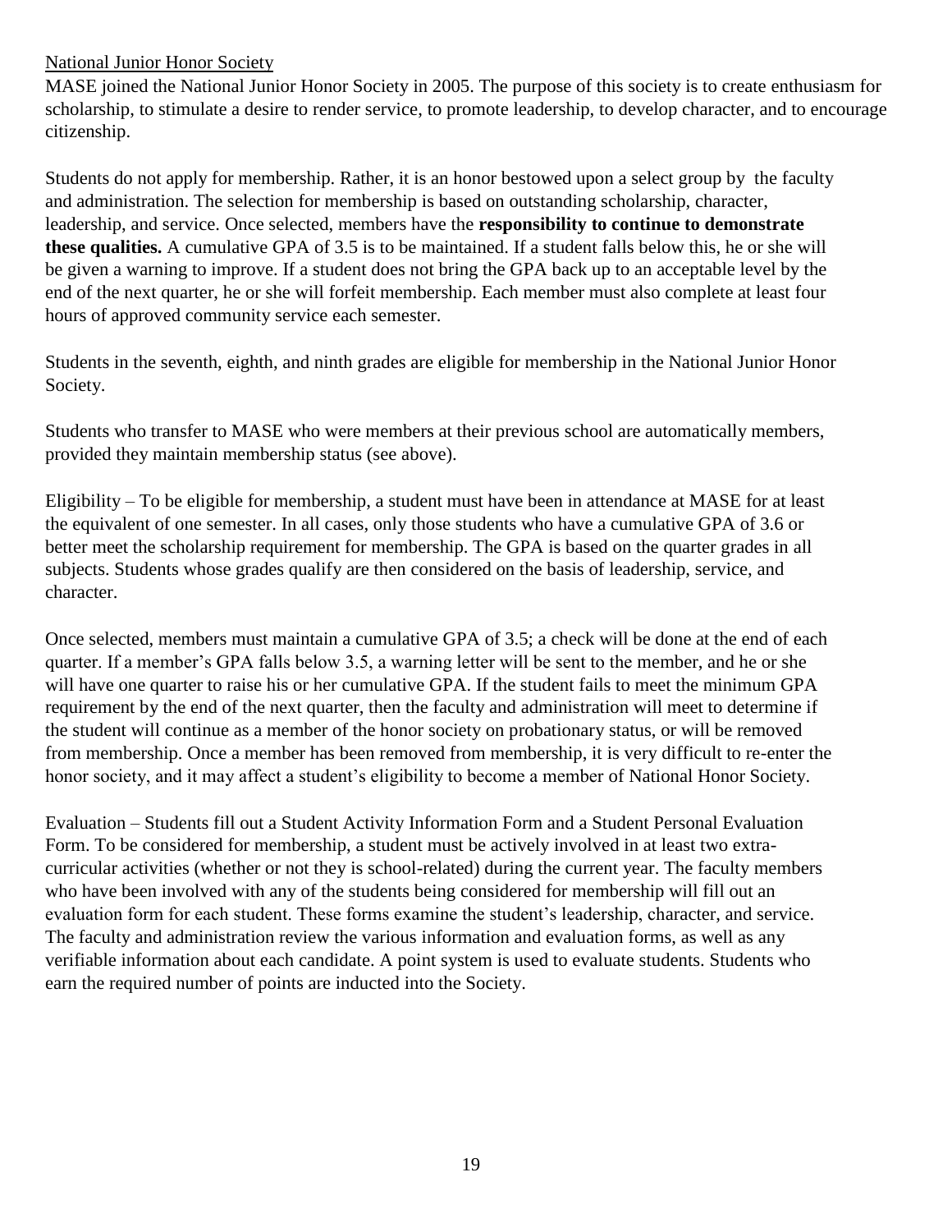## National Junior Honor Society

MASE joined the National Junior Honor Society in 2005. The purpose of this society is to create enthusiasm for scholarship, to stimulate a desire to render service, to promote leadership, to develop character, and to encourage citizenship.

Students do not apply for membership. Rather, it is an honor bestowed upon a select group by the faculty and administration. The selection for membership is based on outstanding scholarship, character, leadership, and service. Once selected, members have the **responsibility to continue to demonstrate these qualities.** A cumulative GPA of 3.5 is to be maintained. If a student falls below this, he or she will be given a warning to improve. If a student does not bring the GPA back up to an acceptable level by the end of the next quarter, he or she will forfeit membership. Each member must also complete at least four hours of approved community service each semester.

Students in the seventh, eighth, and ninth grades are eligible for membership in the National Junior Honor Society.

Students who transfer to MASE who were members at their previous school are automatically members, provided they maintain membership status (see above).

Eligibility – To be eligible for membership, a student must have been in attendance at MASE for at least the equivalent of one semester. In all cases, only those students who have a cumulative GPA of 3.6 or better meet the scholarship requirement for membership. The GPA is based on the quarter grades in all subjects. Students whose grades qualify are then considered on the basis of leadership, service, and character.

Once selected, members must maintain a cumulative GPA of 3.5; a check will be done at the end of each quarter. If a member's GPA falls below 3.5, a warning letter will be sent to the member, and he or she will have one quarter to raise his or her cumulative GPA. If the student fails to meet the minimum GPA requirement by the end of the next quarter, then the faculty and administration will meet to determine if the student will continue as a member of the honor society on probationary status, or will be removed from membership. Once a member has been removed from membership, it is very difficult to re-enter the honor society, and it may affect a student's eligibility to become a member of National Honor Society.

Evaluation – Students fill out a Student Activity Information Form and a Student Personal Evaluation Form. To be considered for membership, a student must be actively involved in at least two extra-curricular activities (whether or not they is school-related) during the current year. The faculty members who have been involved with any of the students being considered for membership will fill out an evaluation form for each student. These forms examine the student's leadership, character, and service. The faculty and administration review the various information and evaluation forms, as well as any verifiable information about each candidate. A point system is used to evaluate students. Students who earn the required number of points are inducted into the Society.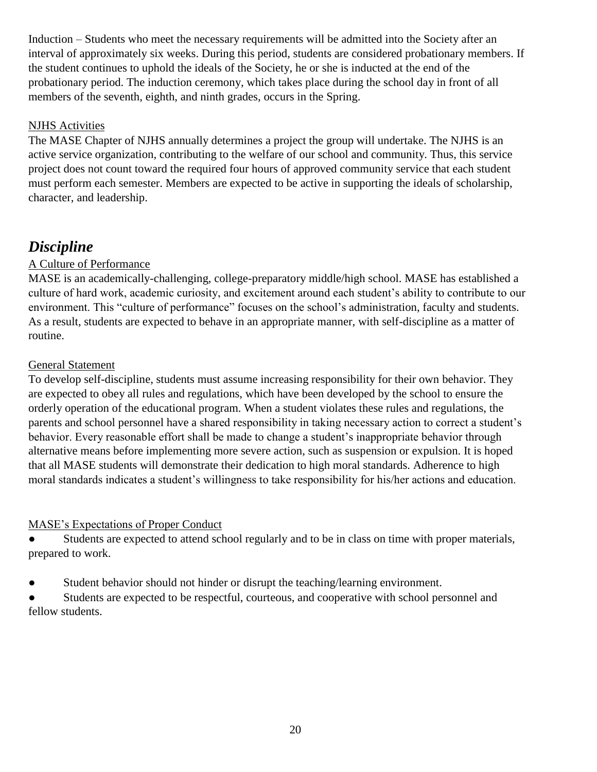Induction – Students who meet the necessary requirements will be admitted into the Society after an interval of approximately six weeks. During this period, students are considered probationary members. If the student continues to uphold the ideals of the Society, he or she is inducted at the end of the probationary period. The induction ceremony, which takes place during the school day in front of all members of the seventh, eighth, and ninth grades, occurs in the Spring.

NJHS Activities

The MASE Chapter of NJHS annually determines a project the group will undertake. The NJHS is an active service organization, contributing to the welfare of our school and community. Thus, this service project does not count toward the required four hours of approved community service that each student must perform each semester. Members are expected to be active in supporting the ideals of scholarship, character, and leadership.

## *Discipline*

A Culture of Performance

MASE is an academically-challenging, college-preparatory middle/high school. MASE has established a culture of hard work, academic curiosity, and excitement around each student's ability to contribute to our environment. This "culture of performance" focuses on the school's administration, faculty and students. As a result, students are expected to behave in an appropriate manner, with self-discipline as a matter of routine.

General Statement

To develop self-discipline, students must assume increasing responsibility for their own behavior. They are expected to obey all rules and regulations, which have been developed by the school to ensure the orderly operation of the educational program. When a student violates these rules and regulations, the parents and school personnel have a shared responsibility in taking necessary action to correct a student's behavior. Every reasonable effort shall be made to change a student's inappropriate behavior through alternative means before implementing more severe action, such as suspension or expulsion. It is hoped that all MASE students will demonstrate their dedication to high moral standards. Adherence to high moral standards indicates a student's willingness to take responsibility for his/her actions and education.

MASE's Expectations of Proper Conduct

- Students are expected to attend school regularly and to be in class on time with proper materials, prepared to work.
- Student behavior should not hinder or disrupt the teaching/learning environment.
- Students are expected to be respectful, courteous, and cooperative with school personnel and fellow students.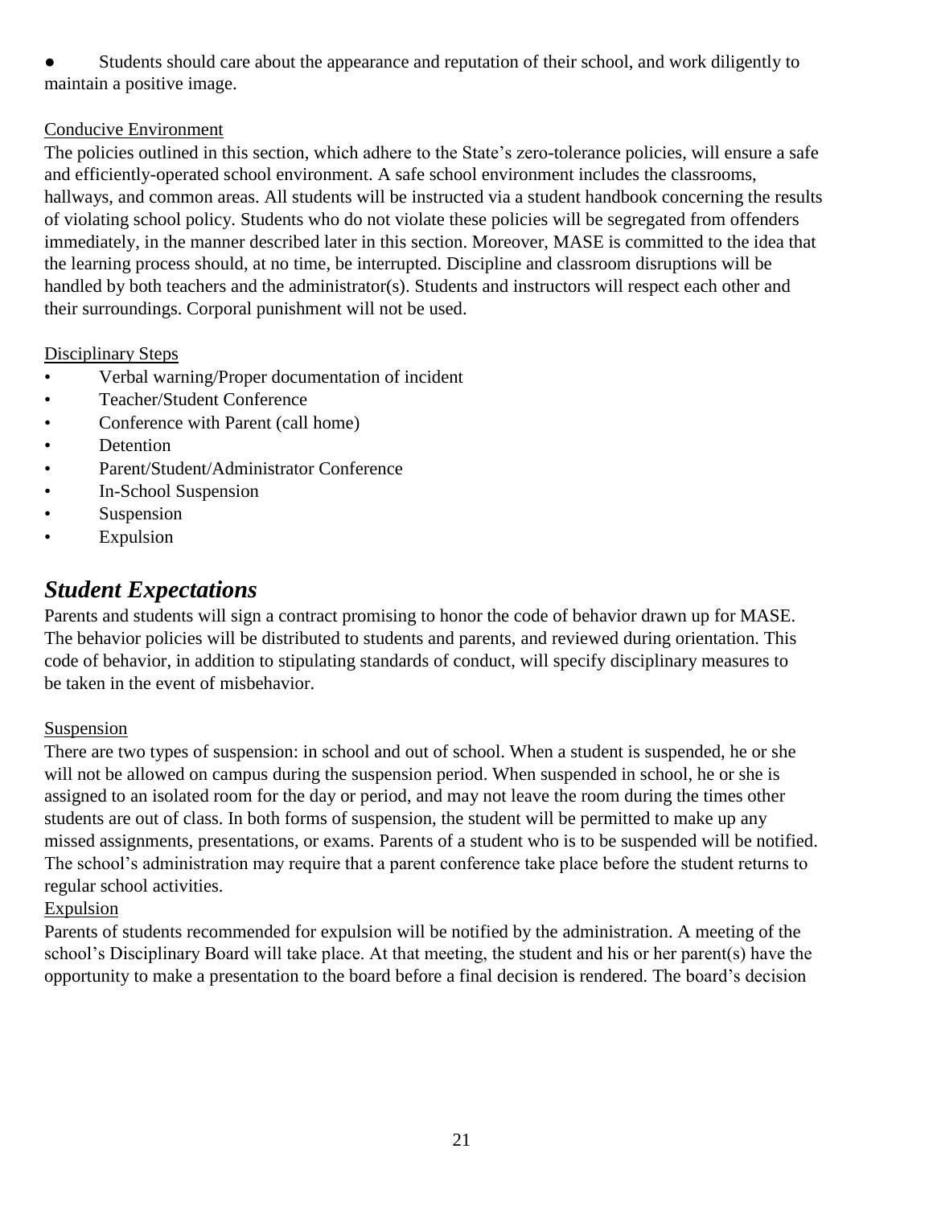- Students should care about the appearance and reputation of their school, and work diligently to maintain a positive image.

Conducive Environment

The policies outlined in this section, which adhere to the State's zero-tolerance policies, will ensure a safe and efficiently-operated school environment. A safe school environment includes the classrooms, hallways, and common areas. All students will be instructed via a student handbook concerning the results of violating school policy. Students who do not violate these policies will be segregated from offenders immediately, in the manner described later in this section. Moreover, MASE is committed to the idea that the learning process should, at no time, be interrupted. Discipline and classroom disruptions will be handled by both teachers and the administrator(s). Students and instructors will respect each other and their surroundings. Corporal punishment will not be used.

Disciplinary Steps

- Verbal warning/Proper documentation of incident
- Teacher/Student Conference
- Conference with Parent (call home)
- Detention
- Parent/Student/Administrator Conference
- In-School Suspension
- Suspension
- Expulsion

## *Student Expectations*

Parents and students will sign a contract promising to honor the code of behavior drawn up for MASE. The behavior policies will be distributed to students and parents, and reviewed during orientation. This code of behavior, in addition to stipulating standards of conduct, will specify disciplinary measures to be taken in the event of misbehavior.

Suspension

There are two types of suspension: in school and out of school. When a student is suspended, he or she will not be allowed on campus during the suspension period. When suspended in school, he or she is assigned to an isolated room for the day or period, and may not leave the room during the times other students are out of class. In both forms of suspension, the student will be permitted to make up any missed assignments, presentations, or exams. Parents of a student who is to be suspended will be notified. The school's administration may require that a parent conference take place before the student returns to regular school activities.

Expulsion

Parents of students recommended for expulsion will be notified by the administration. A meeting of the school's Disciplinary Board will take place. At that meeting, the student and his or her parent(s) have the opportunity to make a presentation to the board before a final decision is rendered. The board's decision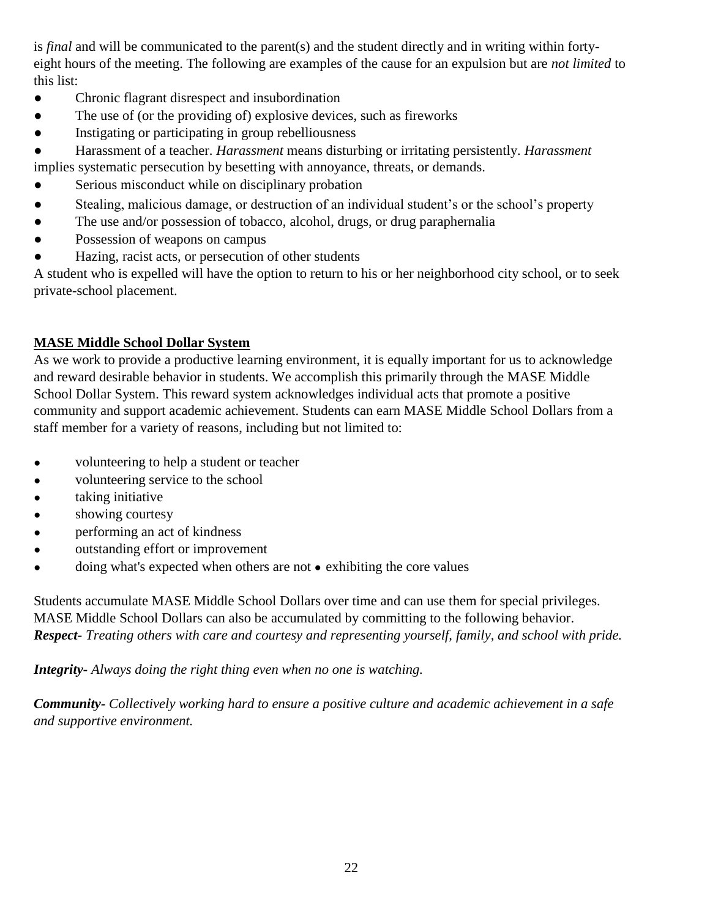is *final* and will be communicated to the parent(s) and the student directly and in writing within forty-eight hours of the meeting. The following are examples of the cause for an expulsion but are *not limited* to this list:

- Chronic flagrant disrespect and insubordination
- The use of (or the providing of) explosive devices, such as fireworks
- Instigating or participating in group rebelliousness
- Harassment of a teacher. *Harassment* means disturbing or irritating persistently. *Harassment* implies systematic persecution by besetting with annoyance, threats, or demands.
- Serious misconduct while on disciplinary probation
- Stealing, malicious damage, or destruction of an individual student's or the school's property
- The use and/or possession of tobacco, alcohol, drugs, or drug paraphernalia
- Possession of weapons on campus
- Hazing, racist acts, or persecution of other students

A student who is expelled will have the option to return to his or her neighborhood city school, or to seek private-school placement.

## MASE Middle School Dollar System

As we work to provide a productive learning environment, it is equally important for us to acknowledge and reward desirable behavior in students. We accomplish this primarily through the MASE Middle School Dollar System. This reward system acknowledges individual acts that promote a positive community and support academic achievement. Students can earn MASE Middle School Dollars from a staff member for a variety of reasons, including but not limited to:

- volunteering to help a student or teacher
- volunteering service to the school
- taking initiative
- showing courtesy
- performing an act of kindness
- outstanding effort or improvement
- doing what's expected when others are not • exhibiting the core values

Students accumulate MASE Middle School Dollars over time and can use them for special privileges. MASE Middle School Dollars can also be accumulated by committing to the following behavior.

***Respect-*** *Treating others with care and courtesy and representing yourself, family, and school with pride.*

***Integrity-*** *Always doing the right thing even when no one is watching.*

***Community-*** *Collectively working hard to ensure a positive culture and academic achievement in a safe and supportive environment.*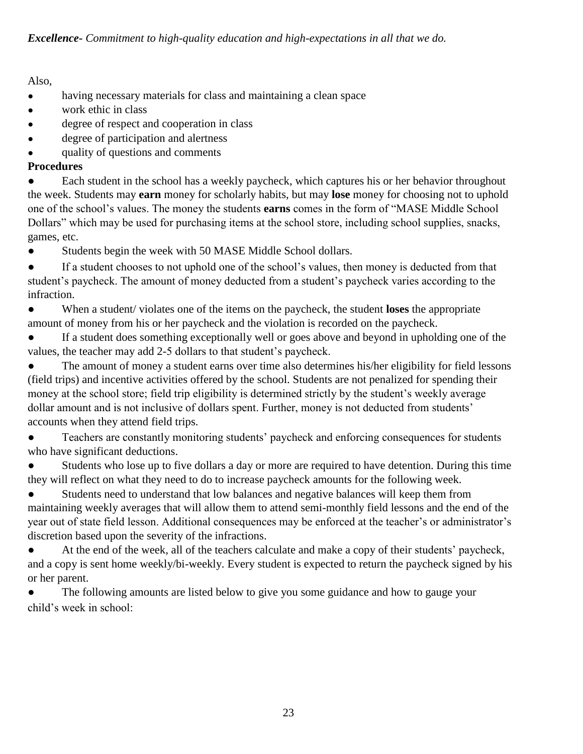***Excellence****- Commitment to high-quality education and high-expectations in all that we do.*

Also,

- having necessary materials for class and maintaining a clean space
- work ethic in class
- degree of respect and cooperation in class
- degree of participation and alertness
- quality of questions and comments

**Procedures**

- Each student in the school has a weekly paycheck, which captures his or her behavior throughout the week. Students may **earn** money for scholarly habits, but may **lose** money for choosing not to uphold one of the school's values. The money the students **earns** comes in the form of "MASE Middle School Dollars" which may be used for purchasing items at the school store, including school supplies, snacks, games, etc.
- Students begin the week with 50 MASE Middle School dollars.
- If a student chooses to not uphold one of the school's values, then money is deducted from that student's paycheck. The amount of money deducted from a student's paycheck varies according to the infraction.
- When a student/ violates one of the items on the paycheck, the student **loses** the appropriate amount of money from his or her paycheck and the violation is recorded on the paycheck.
- If a student does something exceptionally well or goes above and beyond in upholding one of the values, the teacher may add 2-5 dollars to that student's paycheck.
- The amount of money a student earns over time also determines his/her eligibility for field lessons (field trips) and incentive activities offered by the school. Students are not penalized for spending their money at the school store; field trip eligibility is determined strictly by the student's weekly average dollar amount and is not inclusive of dollars spent. Further, money is not deducted from students' accounts when they attend field trips.
- Teachers are constantly monitoring students' paycheck and enforcing consequences for students who have significant deductions.
- Students who lose up to five dollars a day or more are required to have detention. During this time they will reflect on what they need to do to increase paycheck amounts for the following week.
- Students need to understand that low balances and negative balances will keep them from maintaining weekly averages that will allow them to attend semi-monthly field lessons and the end of the year out of state field lesson. Additional consequences may be enforced at the teacher's or administrator's discretion based upon the severity of the infractions.
- At the end of the week, all of the teachers calculate and make a copy of their students' paycheck, and a copy is sent home weekly/bi-weekly. Every student is expected to return the paycheck signed by his or her parent.
- The following amounts are listed below to give you some guidance and how to gauge your child's week in school: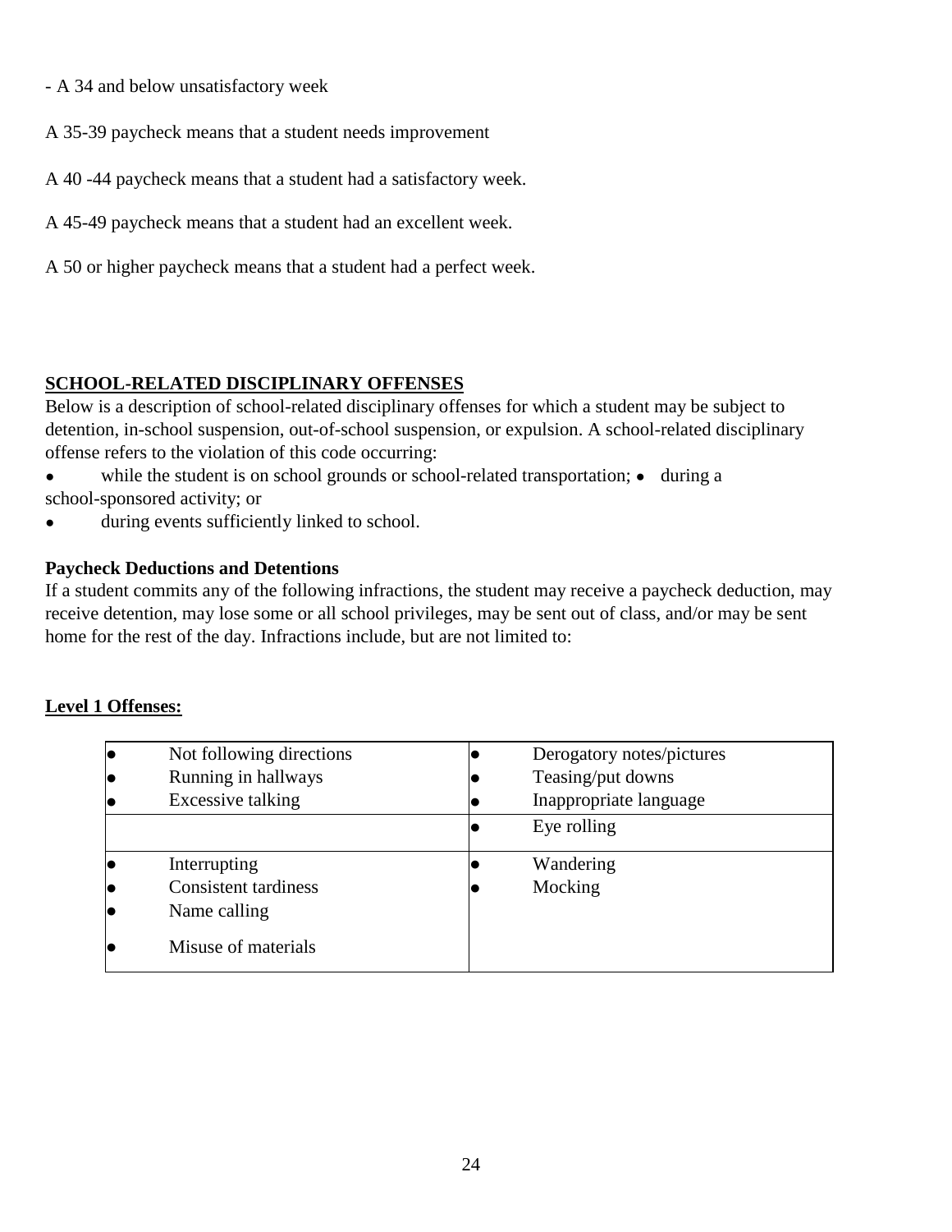- A 34 and below unsatisfactory week

A 35-39 paycheck means that a student needs improvement

A 40 -44 paycheck means that a student had a satisfactory week.

A 45-49 paycheck means that a student had an excellent week.

A 50 or higher paycheck means that a student had a perfect week.

## SCHOOL-RELATED DISCIPLINARY OFFENSES

Below is a description of school-related disciplinary offenses for which a student may be subject to detention, in-school suspension, out-of-school suspension, or expulsion. A school-related disciplinary offense refers to the violation of this code occurring:

- while the student is on school grounds or school-related transportation;
- during a school-sponsored activity; or
- during events sufficiently linked to school.

### Paycheck Deductions and Detentions

If a student commits any of the following infractions, the student may receive a paycheck deduction, may receive detention, may lose some or all school privileges, may be sent out of class, and/or may be sent home for the rest of the day. Infractions include, but are not limited to:

## Level 1 Offenses:

| | |
|---|---|
| • Not following directions<br>• Running in hallways<br>• Excessive talking | • Derogatory notes/pictures<br>• Teasing/put downs<br>• Inappropriate language |
| | • Eye rolling |
| • Interrupting<br>• Consistent tardiness<br>• Name calling<br>• Misuse of materials | • Wandering<br>• Mocking |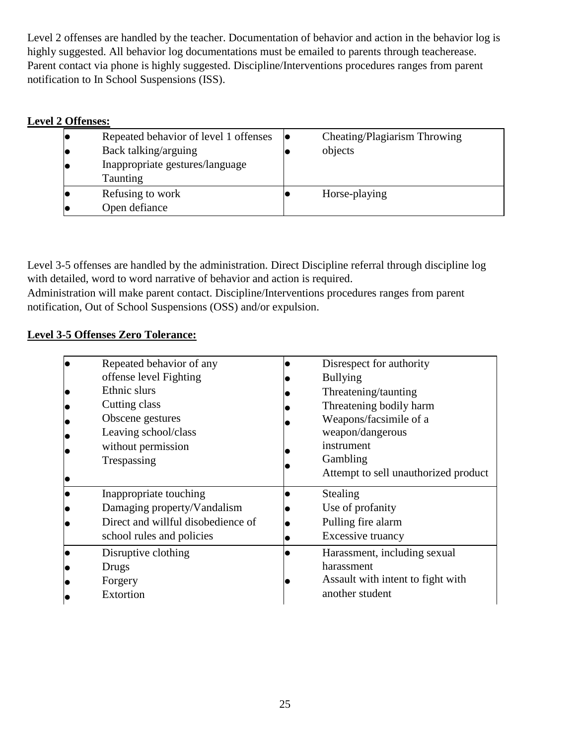Level 2 offenses are handled by the teacher. Documentation of behavior and action in the behavior log is highly suggested. All behavior log documentations must be emailed to parents through teacherease. Parent contact via phone is highly suggested. Discipline/Interventions procedures ranges from parent notification to In School Suspensions (ISS).

**<u>Level 2 Offenses:</u>**

| | |
|---|---|
| • Repeated behavior of level 1 offenses<br>• Back talking/arguing<br>• Inappropriate gestures/language Taunting | • Cheating/Plagiarism Throwing<br>• objects |
| • Refusing to work<br>• Open defiance | • Horse-playing |

Level 3-5 offenses are handled by the administration. Direct Discipline referral through discipline log with detailed, word to word narrative of behavior and action is required.
Administration will make parent contact. Discipline/Interventions procedures ranges from parent notification, Out of School Suspensions (OSS) and/or expulsion.

**<u>Level 3-5 Offenses Zero Tolerance:</u>**

| | |
|---|---|
| • Repeated behavior of any offense level Fighting<br>• Ethnic slurs<br>• Cutting class<br>• Obscene gestures<br>• Leaving school/class without permission<br>• Trespassing<br>• | • Disrespect for authority<br>• Bullying<br>• Threatening/taunting<br>• Threatening bodily harm<br>• Weapons/facsimile of a weapon/dangerous instrument<br>• Gambling<br>• Attempt to sell unauthorized product |
| • Inappropriate touching<br>• Damaging property/Vandalism<br>• Direct and willful disobedience of school rules and policies | • Stealing<br>• Use of profanity<br>• Pulling fire alarm<br>• Excessive truancy |
| • Disruptive clothing<br>• Drugs<br>• Forgery<br>• Extortion | • Harassment, including sexual harassment<br>• Assault with intent to fight with another student |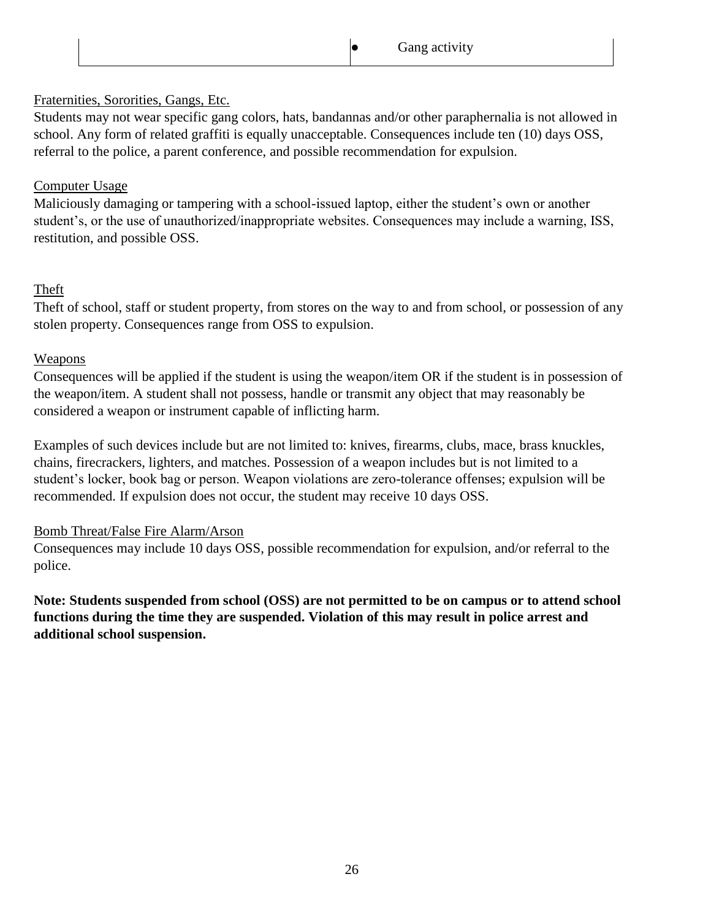| | |
|---|---|
| | • Gang activity |

Fraternities, Sororities, Gangs, Etc.

Students may not wear specific gang colors, hats, bandannas and/or other paraphernalia is not allowed in school. Any form of related graffiti is equally unacceptable. Consequences include ten (10) days OSS, referral to the police, a parent conference, and possible recommendation for expulsion.

Computer Usage

Maliciously damaging or tampering with a school-issued laptop, either the student's own or another student's, or the use of unauthorized/inappropriate websites. Consequences may include a warning, ISS, restitution, and possible OSS.

Theft

Theft of school, staff or student property, from stores on the way to and from school, or possession of any stolen property. Consequences range from OSS to expulsion.

Weapons

Consequences will be applied if the student is using the weapon/item OR if the student is in possession of the weapon/item. A student shall not possess, handle or transmit any object that may reasonably be considered a weapon or instrument capable of inflicting harm.

Examples of such devices include but are not limited to: knives, firearms, clubs, mace, brass knuckles, chains, firecrackers, lighters, and matches. Possession of a weapon includes but is not limited to a student's locker, book bag or person. Weapon violations are zero-tolerance offenses; expulsion will be recommended. If expulsion does not occur, the student may receive 10 days OSS.

Bomb Threat/False Fire Alarm/Arson

Consequences may include 10 days OSS, possible recommendation for expulsion, and/or referral to the police.

**Note: Students suspended from school (OSS) are not permitted to be on campus or to attend school functions during the time they are suspended. Violation of this may result in police arrest and additional school suspension.**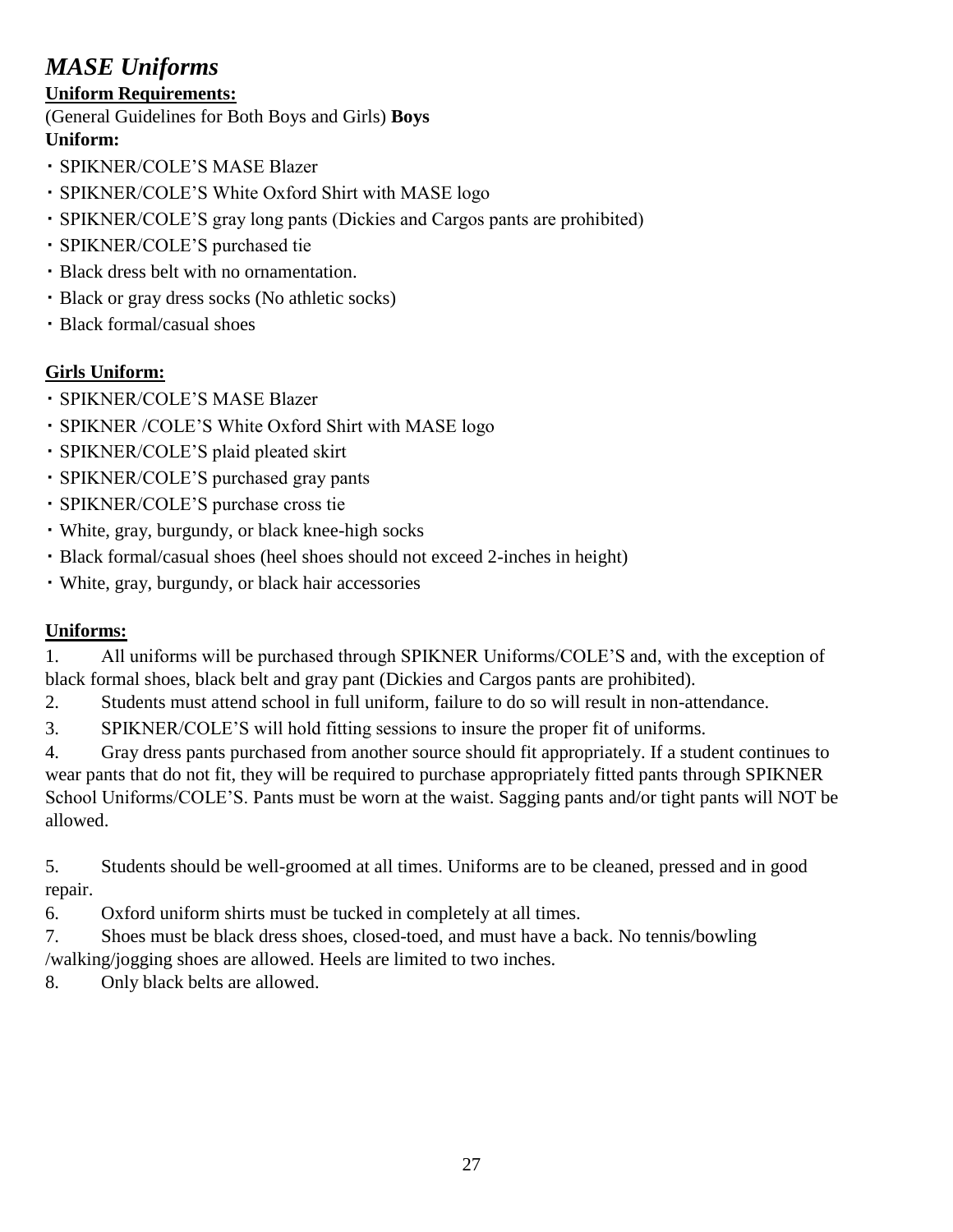# *MASE Uniforms*

**Uniform Requirements:**

(General Guidelines for Both Boys and Girls) **Boys Uniform:**

- SPIKNER/COLE'S MASE Blazer
- SPIKNER/COLE'S White Oxford Shirt with MASE logo
- SPIKNER/COLE'S gray long pants (Dickies and Cargos pants are prohibited)
- SPIKNER/COLE'S purchased tie
- Black dress belt with no ornamentation.
- Black or gray dress socks (No athletic socks)
- Black formal/casual shoes

**Girls Uniform:**

- SPIKNER/COLE'S MASE Blazer
- SPIKNER /COLE'S White Oxford Shirt with MASE logo
- SPIKNER/COLE'S plaid pleated skirt
- SPIKNER/COLE'S purchased gray pants
- SPIKNER/COLE'S purchase cross tie
- White, gray, burgundy, or black knee-high socks
- Black formal/casual shoes (heel shoes should not exceed 2-inches in height)
- White, gray, burgundy, or black hair accessories

**Uniforms:**

1. All uniforms will be purchased through SPIKNER Uniforms/COLE'S and, with the exception of black formal shoes, black belt and gray pant (Dickies and Cargos pants are prohibited).
2. Students must attend school in full uniform, failure to do so will result in non-attendance.
3. SPIKNER/COLE'S will hold fitting sessions to insure the proper fit of uniforms.
4. Gray dress pants purchased from another source should fit appropriately. If a student continues to wear pants that do not fit, they will be required to purchase appropriately fitted pants through SPIKNER School Uniforms/COLE'S. Pants must be worn at the waist. Sagging pants and/or tight pants will NOT be allowed.
5. Students should be well-groomed at all times. Uniforms are to be cleaned, pressed and in good repair.
6. Oxford uniform shirts must be tucked in completely at all times.
7. Shoes must be black dress shoes, closed-toed, and must have a back. No tennis/bowling /walking/jogging shoes are allowed. Heels are limited to two inches.
8. Only black belts are allowed.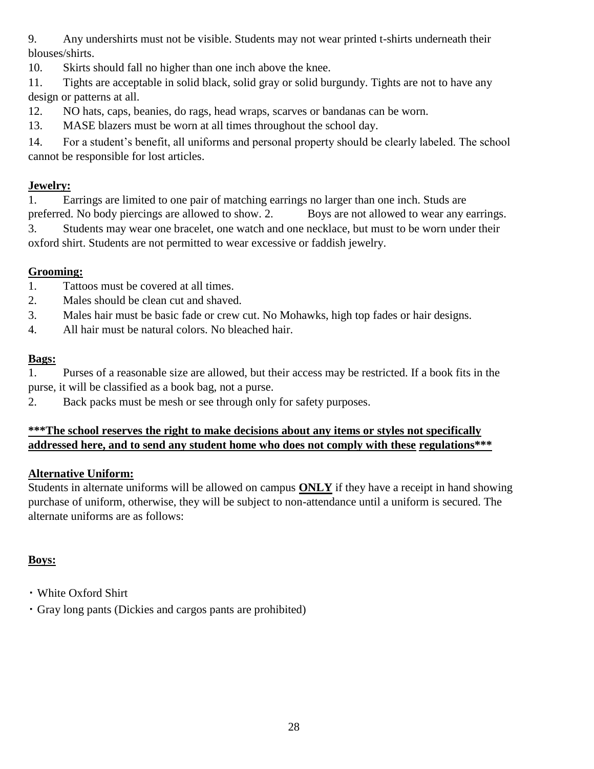9. Any undershirts must not be visible. Students may not wear printed t-shirts underneath their blouses/shirts.

10. Skirts should fall no higher than one inch above the knee.

11. Tights are acceptable in solid black, solid gray or solid burgundy. Tights are not to have any design or patterns at all.

12. NO hats, caps, beanies, do rags, head wraps, scarves or bandanas can be worn.

13. MASE blazers must be worn at all times throughout the school day.

14. For a student's benefit, all uniforms and personal property should be clearly labeled. The school cannot be responsible for lost articles.

**Jewelry:**

1. Earrings are limited to one pair of matching earrings no larger than one inch. Studs are preferred. No body piercings are allowed to show. 2. Boys are not allowed to wear any earrings.
3. Students may wear one bracelet, one watch and one necklace, but must to be worn under their oxford shirt. Students are not permitted to wear excessive or faddish jewelry.

**Grooming:**

1. Tattoos must be covered at all times.
2. Males should be clean cut and shaved.
3. Males hair must be basic fade or crew cut. No Mohawks, high top fades or hair designs.
4. All hair must be natural colors. No bleached hair.

**Bags:**

1. Purses of a reasonable size are allowed, but their access may be restricted. If a book fits in the purse, it will be classified as a book bag, not a purse.
2. Back packs must be mesh or see through only for safety purposes.

**\*\*\*The school reserves the right to make decisions about any items or styles not specifically addressed here, and to send any student home who does not comply with these regulations\*\*\***

**Alternative Uniform:**

Students in alternate uniforms will be allowed on campus **ONLY** if they have a receipt in hand showing purchase of uniform, otherwise, they will be subject to non-attendance until a uniform is secured. The alternate uniforms are as follows:

**Boys:**

- White Oxford Shirt
- Gray long pants (Dickies and cargos pants are prohibited)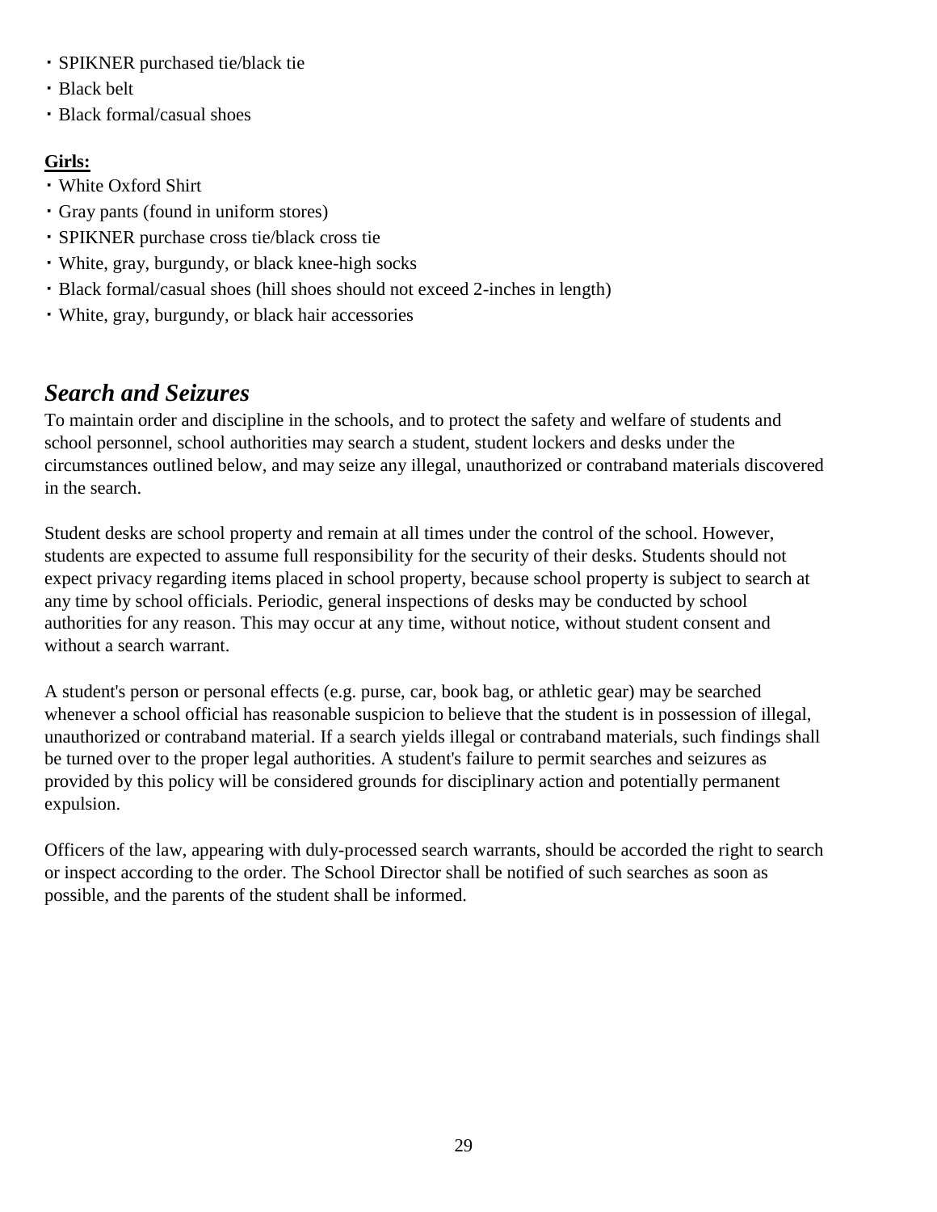- SPIKNER purchased tie/black tie
- Black belt
- Black formal/casual shoes

**Girls:**

- White Oxford Shirt
- Gray pants (found in uniform stores)
- SPIKNER purchase cross tie/black cross tie
- White, gray, burgundy, or black knee-high socks
- Black formal/casual shoes (hill shoes should not exceed 2-inches in length)
- White, gray, burgundy, or black hair accessories

## *Search and Seizures*

To maintain order and discipline in the schools, and to protect the safety and welfare of students and school personnel, school authorities may search a student, student lockers and desks under the circumstances outlined below, and may seize any illegal, unauthorized or contraband materials discovered in the search.

Student desks are school property and remain at all times under the control of the school. However, students are expected to assume full responsibility for the security of their desks. Students should not expect privacy regarding items placed in school property, because school property is subject to search at any time by school officials. Periodic, general inspections of desks may be conducted by school authorities for any reason. This may occur at any time, without notice, without student consent and without a search warrant.

A student's person or personal effects (e.g. purse, car, book bag, or athletic gear) may be searched whenever a school official has reasonable suspicion to believe that the student is in possession of illegal, unauthorized or contraband material. If a search yields illegal or contraband materials, such findings shall be turned over to the proper legal authorities. A student's failure to permit searches and seizures as provided by this policy will be considered grounds for disciplinary action and potentially permanent expulsion.

Officers of the law, appearing with duly-processed search warrants, should be accorded the right to search or inspect according to the order. The School Director shall be notified of such searches as soon as possible, and the parents of the student shall be informed.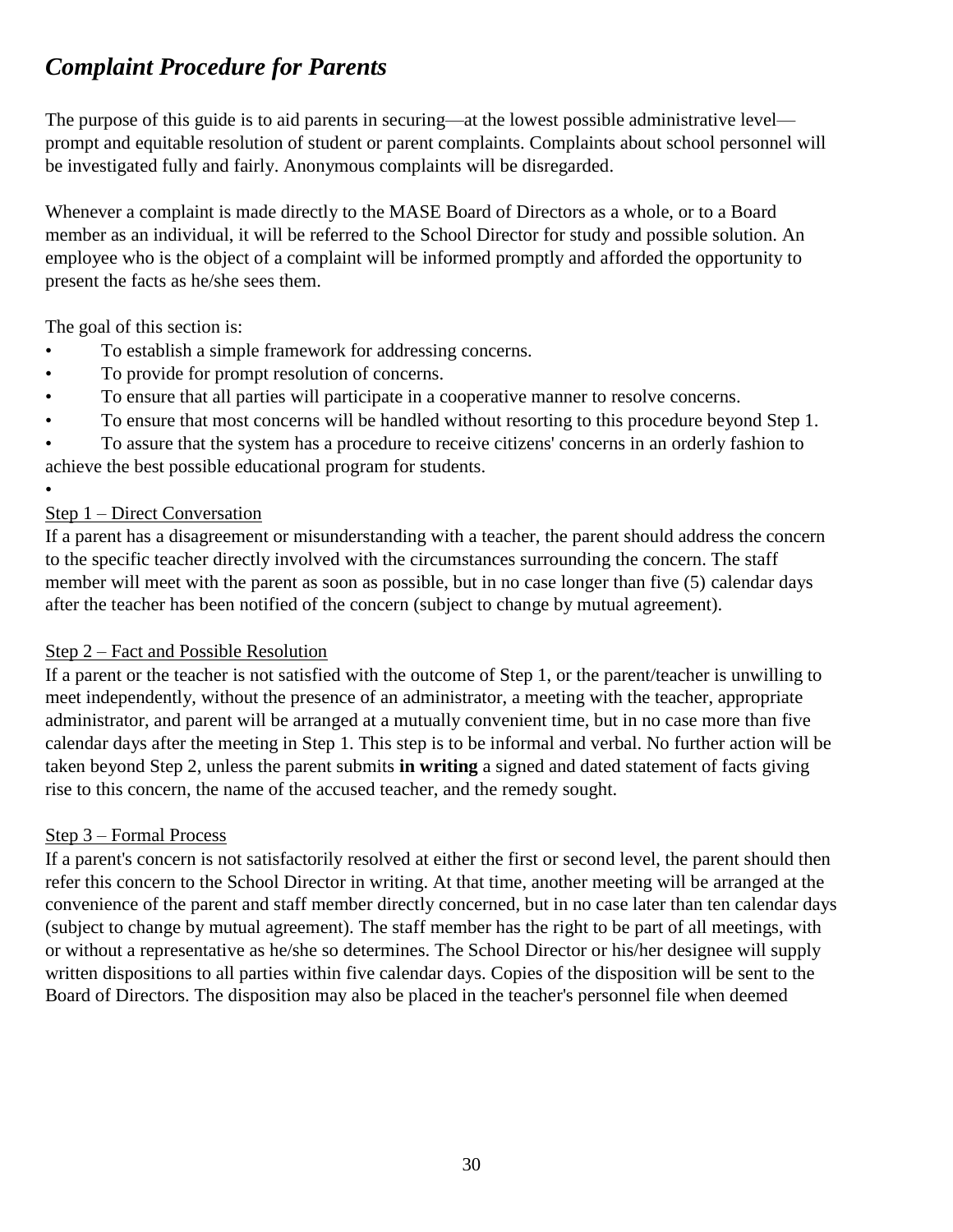## *Complaint Procedure for Parents*

The purpose of this guide is to aid parents in securing—at the lowest possible administrative level—prompt and equitable resolution of student or parent complaints. Complaints about school personnel will be investigated fully and fairly. Anonymous complaints will be disregarded.

Whenever a complaint is made directly to the MASE Board of Directors as a whole, or to a Board member as an individual, it will be referred to the School Director for study and possible solution. An employee who is the object of a complaint will be informed promptly and afforded the opportunity to present the facts as he/she sees them.

The goal of this section is:

- To establish a simple framework for addressing concerns.
- To provide for prompt resolution of concerns.
- To ensure that all parties will participate in a cooperative manner to resolve concerns.
- To ensure that most concerns will be handled without resorting to this procedure beyond Step 1.
- To assure that the system has a procedure to receive citizens' concerns in an orderly fashion to achieve the best possible educational program for students.

Step 1 – Direct Conversation

If a parent has a disagreement or misunderstanding with a teacher, the parent should address the concern to the specific teacher directly involved with the circumstances surrounding the concern. The staff member will meet with the parent as soon as possible, but in no case longer than five (5) calendar days after the teacher has been notified of the concern (subject to change by mutual agreement).

Step 2 – Fact and Possible Resolution

If a parent or the teacher is not satisfied with the outcome of Step 1, or the parent/teacher is unwilling to meet independently, without the presence of an administrator, a meeting with the teacher, appropriate administrator, and parent will be arranged at a mutually convenient time, but in no case more than five calendar days after the meeting in Step 1. This step is to be informal and verbal. No further action will be taken beyond Step 2, unless the parent submits **in writing** a signed and dated statement of facts giving rise to this concern, the name of the accused teacher, and the remedy sought.

Step 3 – Formal Process

If a parent's concern is not satisfactorily resolved at either the first or second level, the parent should then refer this concern to the School Director in writing. At that time, another meeting will be arranged at the convenience of the parent and staff member directly concerned, but in no case later than ten calendar days (subject to change by mutual agreement). The staff member has the right to be part of all meetings, with or without a representative as he/she so determines. The School Director or his/her designee will supply written dispositions to all parties within five calendar days. Copies of the disposition will be sent to the Board of Directors. The disposition may also be placed in the teacher's personnel file when deemed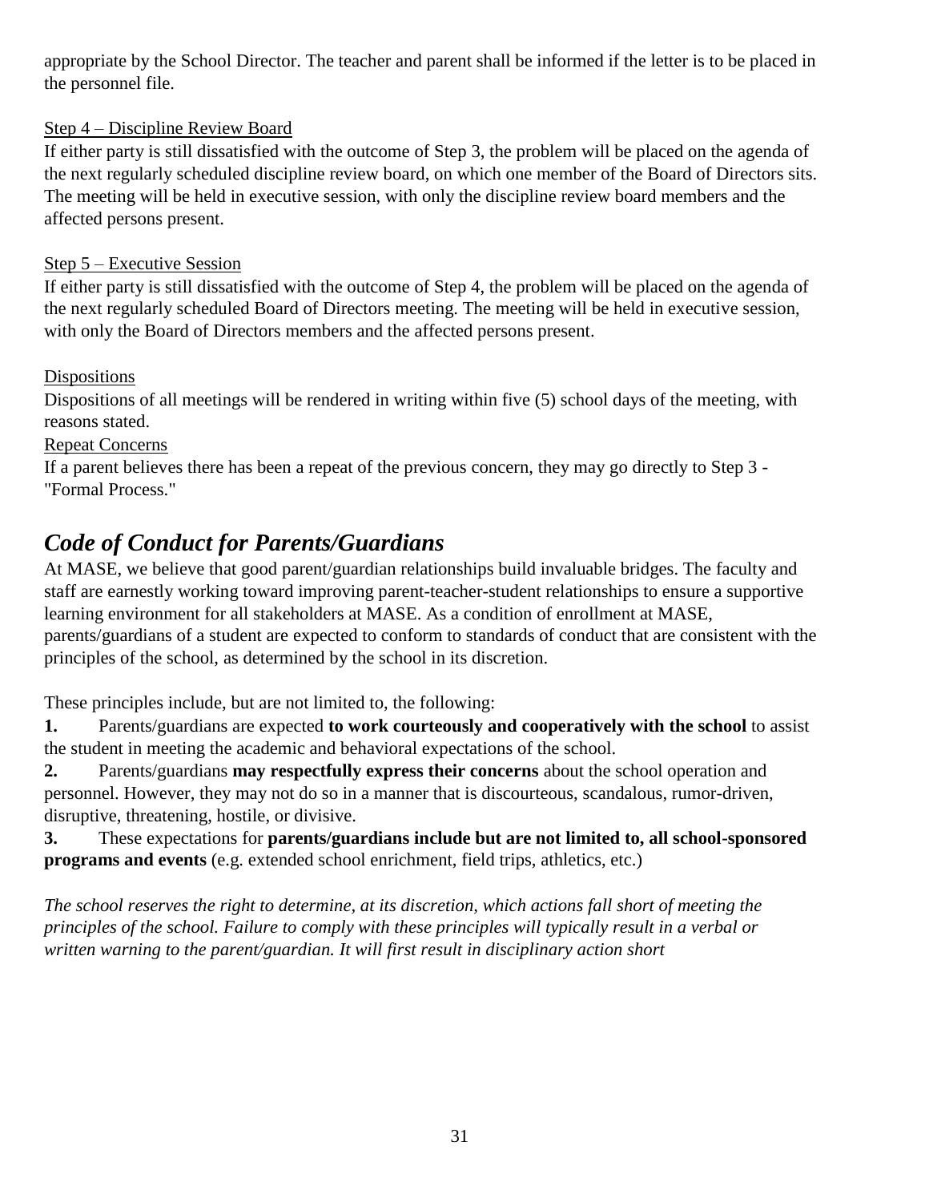appropriate by the School Director. The teacher and parent shall be informed if the letter is to be placed in the personnel file.

Step 4 – Discipline Review Board

If either party is still dissatisfied with the outcome of Step 3, the problem will be placed on the agenda of the next regularly scheduled discipline review board, on which one member of the Board of Directors sits. The meeting will be held in executive session, with only the discipline review board members and the affected persons present.

Step 5 – Executive Session

If either party is still dissatisfied with the outcome of Step 4, the problem will be placed on the agenda of the next regularly scheduled Board of Directors meeting. The meeting will be held in executive session, with only the Board of Directors members and the affected persons present.

Dispositions

Dispositions of all meetings will be rendered in writing within five (5) school days of the meeting, with reasons stated.

Repeat Concerns

If a parent believes there has been a repeat of the previous concern, they may go directly to Step 3 - "Formal Process."

## *Code of Conduct for Parents/Guardians*

At MASE, we believe that good parent/guardian relationships build invaluable bridges. The faculty and staff are earnestly working toward improving parent-teacher-student relationships to ensure a supportive learning environment for all stakeholders at MASE. As a condition of enrollment at MASE, parents/guardians of a student are expected to conform to standards of conduct that are consistent with the principles of the school, as determined by the school in its discretion.

These principles include, but are not limited to, the following:

**1.** Parents/guardians are expected **to work courteously and cooperatively with the school** to assist the student in meeting the academic and behavioral expectations of the school.

**2.** Parents/guardians **may respectfully express their concerns** about the school operation and personnel. However, they may not do so in a manner that is discourteous, scandalous, rumor-driven, disruptive, threatening, hostile, or divisive.

**3.** These expectations for **parents/guardians include but are not limited to, all school-sponsored programs and events** (e.g. extended school enrichment, field trips, athletics, etc.)

*The school reserves the right to determine, at its discretion, which actions fall short of meeting the principles of the school. Failure to comply with these principles will typically result in a verbal or written warning to the parent/guardian. It will first result in disciplinary action short*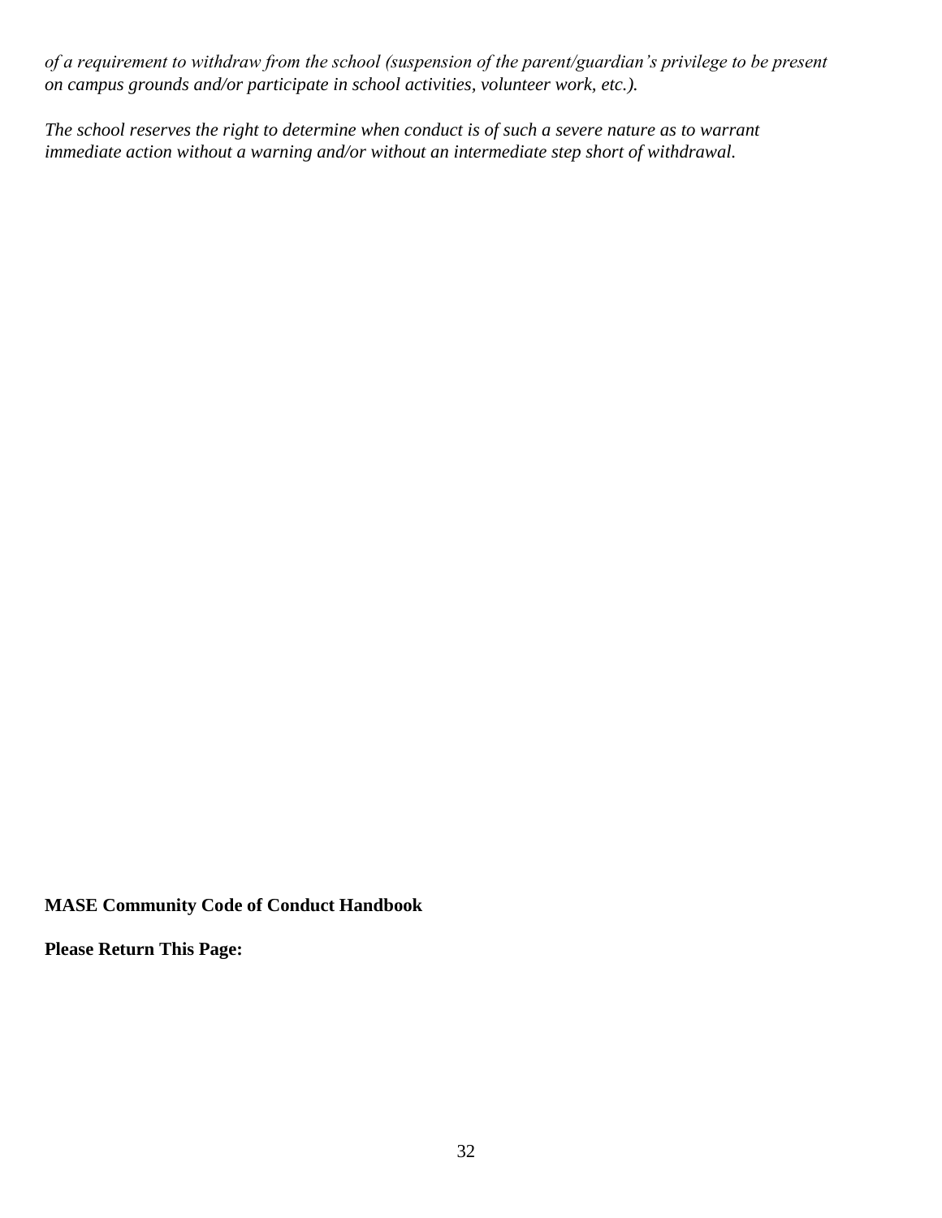*of a requirement to withdraw from the school (suspension of the parent/guardian's privilege to be present on campus grounds and/or participate in school activities, volunteer work, etc.).*

*The school reserves the right to determine when conduct is of such a severe nature as to warrant immediate action without a warning and/or without an intermediate step short of withdrawal.*

**MASE Community Code of Conduct Handbook**

**Please Return This Page:**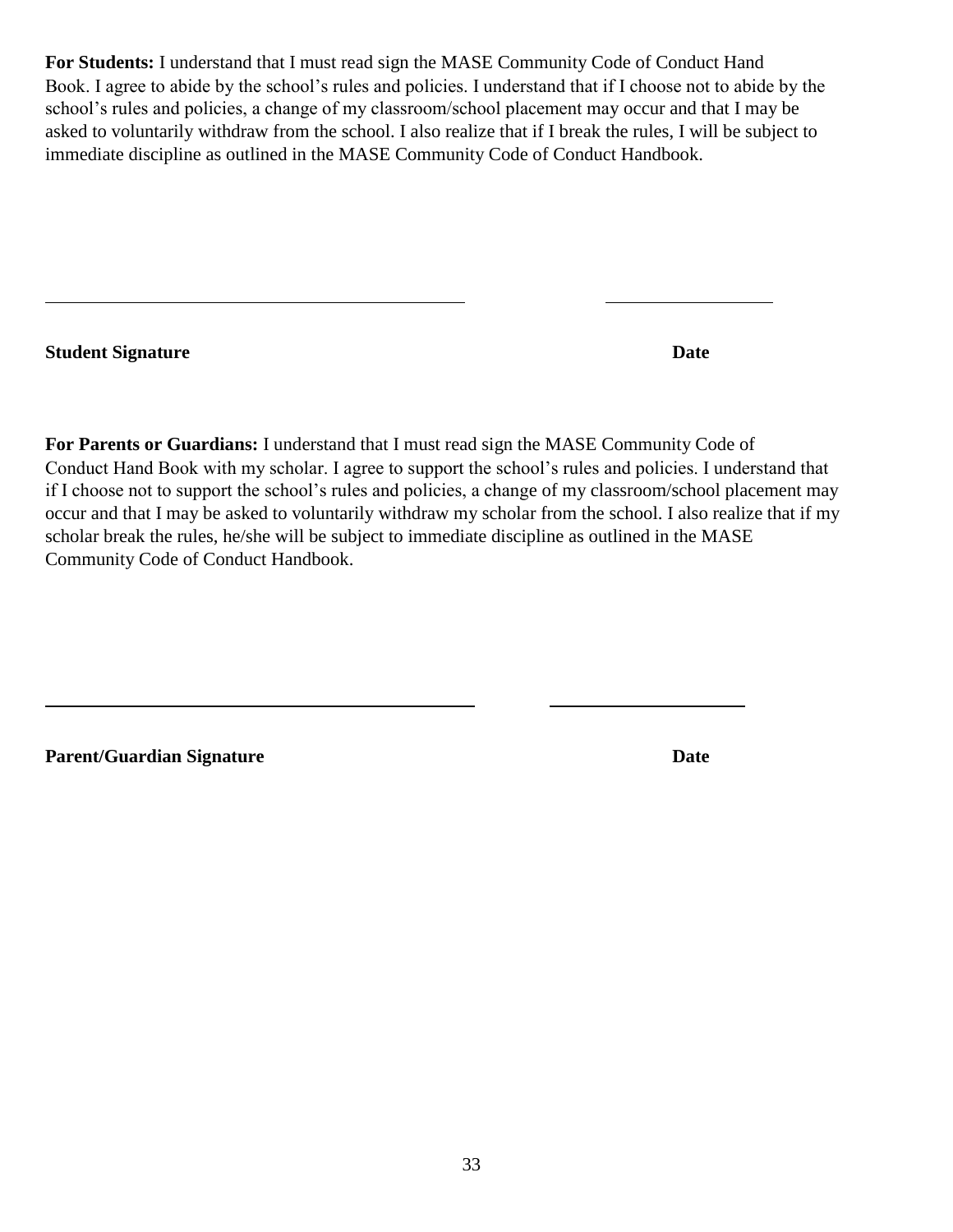**For Students:** I understand that I must read sign the MASE Community Code of Conduct Hand Book. I agree to abide by the school's rules and policies. I understand that if I choose not to abide by the school's rules and policies, a change of my classroom/school placement may occur and that I may be asked to voluntarily withdraw from the school. I also realize that if I break the rules, I will be subject to immediate discipline as outlined in the MASE Community Code of Conduct Handbook.

\_\_\_\_\_\_\_\_\_\_\_\_\_\_\_\_\_\_\_\_\_\_\_\_\_\_\_\_\_\_\_\_\_\_\_\_\_\_\_\_\_\_\_\_ \_\_\_\_\_\_\_\_\_\_\_\_\_\_\_\_\_\_

**Student Signature** **Date**

**For Parents or Guardians:** I understand that I must read sign the MASE Community Code of Conduct Hand Book with my scholar. I agree to support the school's rules and policies. I understand that if I choose not to support the school's rules and policies, a change of my classroom/school placement may occur and that I may be asked to voluntarily withdraw my scholar from the school. I also realize that if my scholar break the rules, he/she will be subject to immediate discipline as outlined in the MASE Community Code of Conduct Handbook.

\_\_\_\_\_\_\_\_\_\_\_\_\_\_\_\_\_\_\_\_\_\_\_\_\_\_\_\_\_\_\_\_\_\_\_\_\_\_\_\_\_\_\_\_ \_\_\_\_\_\_\_\_\_\_\_\_\_\_\_\_\_\_

**Parent/Guardian Signature** **Date**